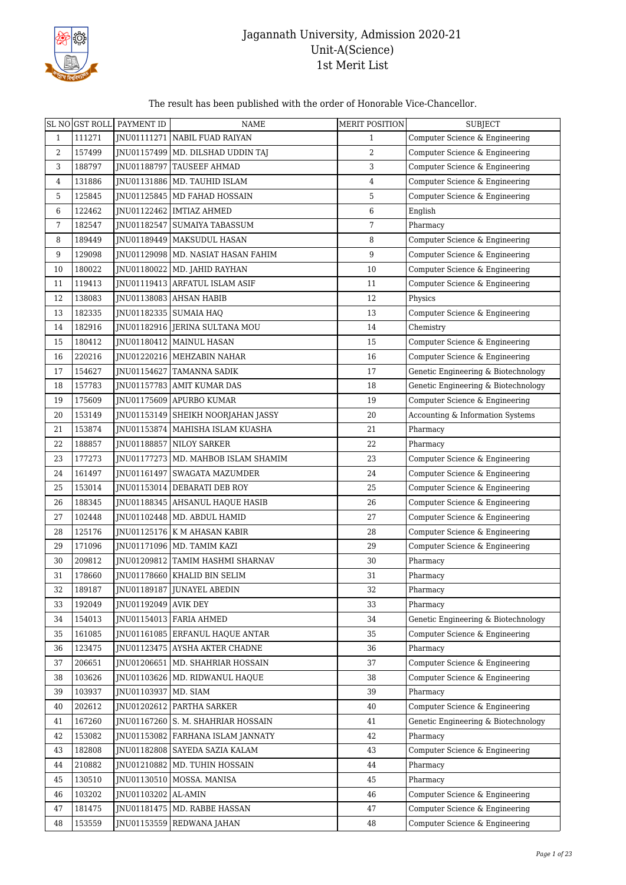# Jagannath University, Admission 2020-21
## Unit-A(Science)
## 1st Merit List

The result has been published with the order of Honorable Vice-Chancellor.

| SL NO | GST ROLL | PAYMENT ID | NAME | MERIT POSITION | SUBJECT |
|---|---|---|---|---|---|
| 1 | 111271 | JNU01111271 | NABIL FUAD RAIYAN | 1 | Computer Science & Engineering |
| 2 | 157499 | JNU01157499 | MD. DILSHAD UDDIN TAJ | 2 | Computer Science & Engineering |
| 3 | 188797 | JNU01188797 | TAUSEEF AHMAD | 3 | Computer Science & Engineering |
| 4 | 131886 | JNU01131886 | MD. TAUHID ISLAM | 4 | Computer Science & Engineering |
| 5 | 125845 | JNU01125845 | MD FAHAD HOSSAIN | 5 | Computer Science & Engineering |
| 6 | 122462 | JNU01122462 | IMTIAZ AHMED | 6 | English |
| 7 | 182547 | JNU01182547 | SUMAIYA TABASSUM | 7 | Pharmacy |
| 8 | 189449 | JNU01189449 | MAKSUDUL HASAN | 8 | Computer Science & Engineering |
| 9 | 129098 | JNU01129098 | MD. NASIAT HASAN FAHIM | 9 | Computer Science & Engineering |
| 10 | 180022 | JNU01180022 | MD. JAHID RAYHAN | 10 | Computer Science & Engineering |
| 11 | 119413 | JNU01119413 | ARFATUL ISLAM ASIF | 11 | Computer Science & Engineering |
| 12 | 138083 | JNU01138083 | AHSAN HABIB | 12 | Physics |
| 13 | 182335 | JNU01182335 | SUMAIA HAQ | 13 | Computer Science & Engineering |
| 14 | 182916 | JNU01182916 | JERINA SULTANA MOU | 14 | Chemistry |
| 15 | 180412 | JNU01180412 | MAINUL HASAN | 15 | Computer Science & Engineering |
| 16 | 220216 | JNU01220216 | MEHZABIN NAHAR | 16 | Computer Science & Engineering |
| 17 | 154627 | JNU01154627 | TAMANNA SADIK | 17 | Genetic Engineering & Biotechnology |
| 18 | 157783 | JNU01157783 | AMIT KUMAR DAS | 18 | Genetic Engineering & Biotechnology |
| 19 | 175609 | JNU01175609 | APURBO KUMAR | 19 | Computer Science & Engineering |
| 20 | 153149 | JNU01153149 | SHEIKH NOORJAHAN JASSY | 20 | Accounting & Information Systems |
| 21 | 153874 | JNU01153874 | MAHISHA ISLAM KUASHA | 21 | Pharmacy |
| 22 | 188857 | JNU01188857 | NILOY SARKER | 22 | Pharmacy |
| 23 | 177273 | JNU01177273 | MD. MAHBOB ISLAM SHAMIM | 23 | Computer Science & Engineering |
| 24 | 161497 | JNU01161497 | SWAGATA MAZUMDER | 24 | Computer Science & Engineering |
| 25 | 153014 | JNU01153014 | DEBARATI DEB ROY | 25 | Computer Science & Engineering |
| 26 | 188345 | JNU01188345 | AHSANUL HAQUE HASIB | 26 | Computer Science & Engineering |
| 27 | 102448 | JNU01102448 | MD. ABDUL HAMID | 27 | Computer Science & Engineering |
| 28 | 125176 | JNU01125176 | K M AHASAN KABIR | 28 | Computer Science & Engineering |
| 29 | 171096 | JNU01171096 | MD. TAMIM KAZI | 29 | Computer Science & Engineering |
| 30 | 209812 | JNU01209812 | TAMIM HASHMI SHARNAV | 30 | Pharmacy |
| 31 | 178660 | JNU01178660 | KHALID BIN SELIM | 31 | Pharmacy |
| 32 | 189187 | JNU01189187 | JUNAYEL ABEDIN | 32 | Pharmacy |
| 33 | 192049 | JNU01192049 | AVIK DEY | 33 | Pharmacy |
| 34 | 154013 | JNU01154013 | FARIA AHMED | 34 | Genetic Engineering & Biotechnology |
| 35 | 161085 | JNU01161085 | ERFANUL HAQUE ANTAR | 35 | Computer Science & Engineering |
| 36 | 123475 | JNU01123475 | AYSHA AKTER CHADNE | 36 | Pharmacy |
| 37 | 206651 | JNU01206651 | MD. SHAHRIAR HOSSAIN | 37 | Computer Science & Engineering |
| 38 | 103626 | JNU01103626 | MD. RIDWANUL HAQUE | 38 | Computer Science & Engineering |
| 39 | 103937 | JNU01103937 | MD. SIAM | 39 | Pharmacy |
| 40 | 202612 | JNU01202612 | PARTHA SARKER | 40 | Computer Science & Engineering |
| 41 | 167260 | JNU01167260 | S. M. SHAHRIAR HOSSAIN | 41 | Genetic Engineering & Biotechnology |
| 42 | 153082 | JNU01153082 | FARHANA ISLAM JANNATY | 42 | Pharmacy |
| 43 | 182808 | JNU01182808 | SAYEDA SAZIA KALAM | 43 | Computer Science & Engineering |
| 44 | 210882 | JNU01210882 | MD. TUHIN HOSSAIN | 44 | Pharmacy |
| 45 | 130510 | JNU01130510 | MOSSA. MANISA | 45 | Pharmacy |
| 46 | 103202 | JNU01103202 | AL-AMIN | 46 | Computer Science & Engineering |
| 47 | 181475 | JNU01181475 | MD. RABBE HASSAN | 47 | Computer Science & Engineering |
| 48 | 153559 | JNU01153559 | REDWANA JAHAN | 48 | Computer Science & Engineering |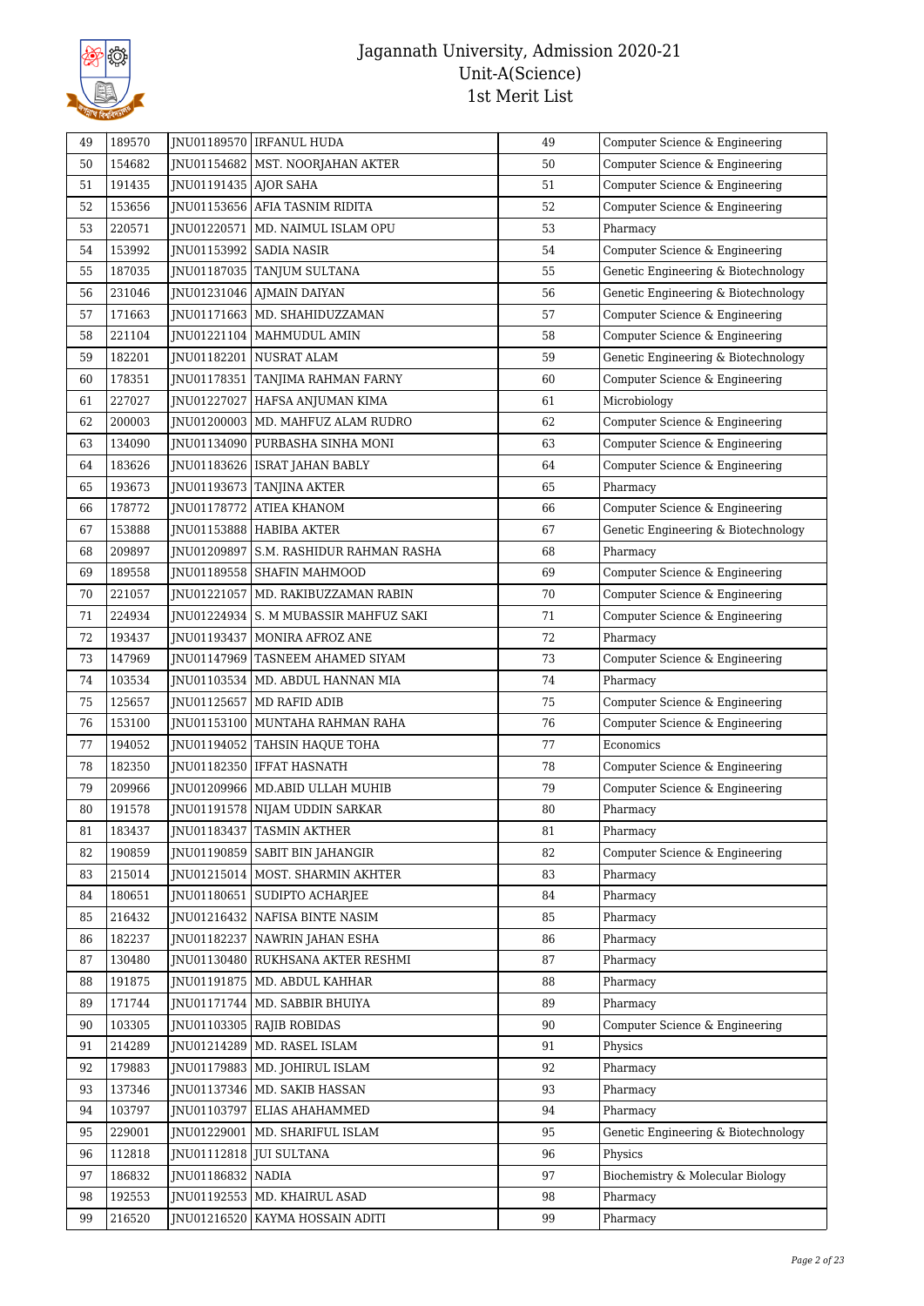# Jagannath University, Admission 2020-21
## Unit-A(Science)
## 1st Merit List

| | | | | | |
|---|---|---|---|---|---|
| 49 | 189570 | JNU01189570 | IRFANUL HUDA | 49 | Computer Science & Engineering |
| 50 | 154682 | JNU01154682 | MST. NOORJAHAN AKTER | 50 | Computer Science & Engineering |
| 51 | 191435 | JNU01191435 | AJOR SAHA | 51 | Computer Science & Engineering |
| 52 | 153656 | JNU01153656 | AFIA TASNIM RIDITA | 52 | Computer Science & Engineering |
| 53 | 220571 | JNU01220571 | MD. NAIMUL ISLAM OPU | 53 | Pharmacy |
| 54 | 153992 | JNU01153992 | SADIA NASIR | 54 | Computer Science & Engineering |
| 55 | 187035 | JNU01187035 | TANJUM SULTANA | 55 | Genetic Engineering & Biotechnology |
| 56 | 231046 | JNU01231046 | AJMAIN DAIYAN | 56 | Genetic Engineering & Biotechnology |
| 57 | 171663 | JNU01171663 | MD. SHAHIDUZZAMAN | 57 | Computer Science & Engineering |
| 58 | 221104 | JNU01221104 | MAHMUDUL AMIN | 58 | Computer Science & Engineering |
| 59 | 182201 | JNU01182201 | NUSRAT ALAM | 59 | Genetic Engineering & Biotechnology |
| 60 | 178351 | JNU01178351 | TANJIMA RAHMAN FARNY | 60 | Computer Science & Engineering |
| 61 | 227027 | JNU01227027 | HAFSA ANJUMAN KIMA | 61 | Microbiology |
| 62 | 200003 | JNU01200003 | MD. MAHFUZ ALAM RUDRO | 62 | Computer Science & Engineering |
| 63 | 134090 | JNU01134090 | PURBASHA SINHA MONI | 63 | Computer Science & Engineering |
| 64 | 183626 | JNU01183626 | ISRAT JAHAN BABLY | 64 | Computer Science & Engineering |
| 65 | 193673 | JNU01193673 | TANJINA AKTER | 65 | Pharmacy |
| 66 | 178772 | JNU01178772 | ATIEA KHANOM | 66 | Computer Science & Engineering |
| 67 | 153888 | JNU01153888 | HABIBA AKTER | 67 | Genetic Engineering & Biotechnology |
| 68 | 209897 | JNU01209897 | S.M. RASHIDUR RAHMAN RASHA | 68 | Pharmacy |
| 69 | 189558 | JNU01189558 | SHAFIN MAHMOOD | 69 | Computer Science & Engineering |
| 70 | 221057 | JNU01221057 | MD. RAKIBUZZAMAN RABIN | 70 | Computer Science & Engineering |
| 71 | 224934 | JNU01224934 | S. M MUBASSIR MAHFUZ SAKI | 71 | Computer Science & Engineering |
| 72 | 193437 | JNU01193437 | MONIRA AFROZ ANE | 72 | Pharmacy |
| 73 | 147969 | JNU01147969 | TASNEEM AHAMED SIYAM | 73 | Computer Science & Engineering |
| 74 | 103534 | JNU01103534 | MD. ABDUL HANNAN MIA | 74 | Pharmacy |
| 75 | 125657 | JNU01125657 | MD RAFID ADIB | 75 | Computer Science & Engineering |
| 76 | 153100 | JNU01153100 | MUNTAHA RAHMAN RAHA | 76 | Computer Science & Engineering |
| 77 | 194052 | JNU01194052 | TAHSIN HAQUE TOHA | 77 | Economics |
| 78 | 182350 | JNU01182350 | IFFAT HASNATH | 78 | Computer Science & Engineering |
| 79 | 209966 | JNU01209966 | MD.ABID ULLAH MUHIB | 79 | Computer Science & Engineering |
| 80 | 191578 | JNU01191578 | NIJAM UDDIN SARKAR | 80 | Pharmacy |
| 81 | 183437 | JNU01183437 | TASMIN AKTHER | 81 | Pharmacy |
| 82 | 190859 | JNU01190859 | SABIT BIN JAHANGIR | 82 | Computer Science & Engineering |
| 83 | 215014 | JNU01215014 | MOST. SHARMIN AKHTER | 83 | Pharmacy |
| 84 | 180651 | JNU01180651 | SUDIPTO ACHARJEE | 84 | Pharmacy |
| 85 | 216432 | JNU01216432 | NAFISA BINTE NASIM | 85 | Pharmacy |
| 86 | 182237 | JNU01182237 | NAWRIN JAHAN ESHA | 86 | Pharmacy |
| 87 | 130480 | JNU01130480 | RUKHSANA AKTER RESHMI | 87 | Pharmacy |
| 88 | 191875 | JNU01191875 | MD. ABDUL KAHHAR | 88 | Pharmacy |
| 89 | 171744 | JNU01171744 | MD. SABBIR BHUIYA | 89 | Pharmacy |
| 90 | 103305 | JNU01103305 | RAJIB ROBIDAS | 90 | Computer Science & Engineering |
| 91 | 214289 | JNU01214289 | MD. RASEL ISLAM | 91 | Physics |
| 92 | 179883 | JNU01179883 | MD. JOHIRUL ISLAM | 92 | Pharmacy |
| 93 | 137346 | JNU01137346 | MD. SAKIB HASSAN | 93 | Pharmacy |
| 94 | 103797 | JNU01103797 | ELIAS AHAHAMMED | 94 | Pharmacy |
| 95 | 229001 | JNU01229001 | MD. SHARIFUL ISLAM | 95 | Genetic Engineering & Biotechnology |
| 96 | 112818 | JNU01112818 | JUI SULTANA | 96 | Physics |
| 97 | 186832 | JNU01186832 | NADIA | 97 | Biochemistry & Molecular Biology |
| 98 | 192553 | JNU01192553 | MD. KHAIRUL ASAD | 98 | Pharmacy |
| 99 | 216520 | JNU01216520 | KAYMA HOSSAIN ADITI | 99 | Pharmacy |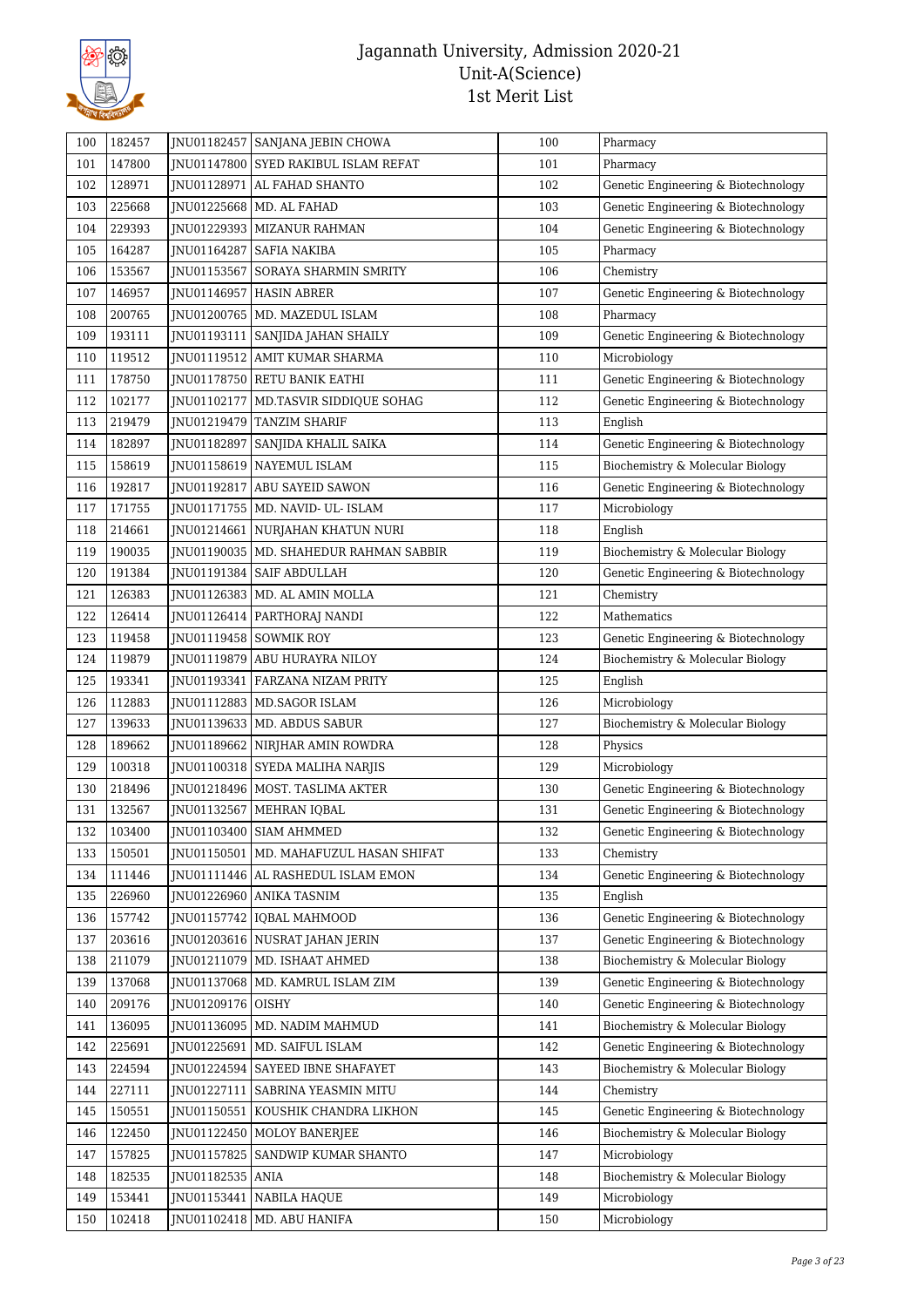# Jagannath University, Admission 2020-21
## Unit-A(Science)
### 1st Merit List

| | | | | | |
|---|---|---|---|---|---|
| 100 | 182457 | JNU01182457 | SANJANA JEBIN CHOWA | 100 | Pharmacy |
| 101 | 147800 | JNU01147800 | SYED RAKIBUL ISLAM REFAT | 101 | Pharmacy |
| 102 | 128971 | JNU01128971 | AL FAHAD SHANTO | 102 | Genetic Engineering & Biotechnology |
| 103 | 225668 | JNU01225668 | MD. AL FAHAD | 103 | Genetic Engineering & Biotechnology |
| 104 | 229393 | JNU01229393 | MIZANUR RAHMAN | 104 | Genetic Engineering & Biotechnology |
| 105 | 164287 | JNU01164287 | SAFIA NAKIBA | 105 | Pharmacy |
| 106 | 153567 | JNU01153567 | SORAYA SHARMIN SMRITY | 106 | Chemistry |
| 107 | 146957 | JNU01146957 | HASIN ABRER | 107 | Genetic Engineering & Biotechnology |
| 108 | 200765 | JNU01200765 | MD. MAZEDUL ISLAM | 108 | Pharmacy |
| 109 | 193111 | JNU01193111 | SANJIDA JAHAN SHAILY | 109 | Genetic Engineering & Biotechnology |
| 110 | 119512 | JNU01119512 | AMIT KUMAR SHARMA | 110 | Microbiology |
| 111 | 178750 | JNU01178750 | RETU BANIK EATHI | 111 | Genetic Engineering & Biotechnology |
| 112 | 102177 | JNU01102177 | MD.TASVIR SIDDIQUE SOHAG | 112 | Genetic Engineering & Biotechnology |
| 113 | 219479 | JNU01219479 | TANZIM SHARIF | 113 | English |
| 114 | 182897 | JNU01182897 | SANJIDA KHALIL SAIKA | 114 | Genetic Engineering & Biotechnology |
| 115 | 158619 | JNU01158619 | NAYEMUL ISLAM | 115 | Biochemistry & Molecular Biology |
| 116 | 192817 | JNU01192817 | ABU SAYEID SAWON | 116 | Genetic Engineering & Biotechnology |
| 117 | 171755 | JNU01171755 | MD. NAVID- UL- ISLAM | 117 | Microbiology |
| 118 | 214661 | JNU01214661 | NURJAHAN KHATUN NURI | 118 | English |
| 119 | 190035 | JNU01190035 | MD. SHAHEDUR RAHMAN SABBIR | 119 | Biochemistry & Molecular Biology |
| 120 | 191384 | JNU01191384 | SAIF ABDULLAH | 120 | Genetic Engineering & Biotechnology |
| 121 | 126383 | JNU01126383 | MD. AL AMIN MOLLA | 121 | Chemistry |
| 122 | 126414 | JNU01126414 | PARTHORAJ NANDI | 122 | Mathematics |
| 123 | 119458 | JNU01119458 | SOWMIK ROY | 123 | Genetic Engineering & Biotechnology |
| 124 | 119879 | JNU01119879 | ABU HURAYRA NILOY | 124 | Biochemistry & Molecular Biology |
| 125 | 193341 | JNU01193341 | FARZANA NIZAM PRITY | 125 | English |
| 126 | 112883 | JNU01112883 | MD.SAGOR ISLAM | 126 | Microbiology |
| 127 | 139633 | JNU01139633 | MD. ABDUS SABUR | 127 | Biochemistry & Molecular Biology |
| 128 | 189662 | JNU01189662 | NIRJHAR AMIN ROWDRA | 128 | Physics |
| 129 | 100318 | JNU01100318 | SYEDA MALIHA NARJIS | 129 | Microbiology |
| 130 | 218496 | JNU01218496 | MOST. TASLIMA AKTER | 130 | Genetic Engineering & Biotechnology |
| 131 | 132567 | JNU01132567 | MEHRAN IQBAL | 131 | Genetic Engineering & Biotechnology |
| 132 | 103400 | JNU01103400 | SIAM AHMMED | 132 | Genetic Engineering & Biotechnology |
| 133 | 150501 | JNU01150501 | MD. MAHAFUZUL HASAN SHIFAT | 133 | Chemistry |
| 134 | 111446 | JNU01111446 | AL RASHEDUL ISLAM EMON | 134 | Genetic Engineering & Biotechnology |
| 135 | 226960 | JNU01226960 | ANIKA TASNIM | 135 | English |
| 136 | 157742 | JNU01157742 | IQBAL MAHMOOD | 136 | Genetic Engineering & Biotechnology |
| 137 | 203616 | JNU01203616 | NUSRAT JAHAN JERIN | 137 | Genetic Engineering & Biotechnology |
| 138 | 211079 | JNU01211079 | MD. ISHAAT AHMED | 138 | Biochemistry & Molecular Biology |
| 139 | 137068 | JNU01137068 | MD. KAMRUL ISLAM ZIM | 139 | Genetic Engineering & Biotechnology |
| 140 | 209176 | JNU01209176 | OISHY | 140 | Genetic Engineering & Biotechnology |
| 141 | 136095 | JNU01136095 | MD. NADIM MAHMUD | 141 | Biochemistry & Molecular Biology |
| 142 | 225691 | JNU01225691 | MD. SAIFUL ISLAM | 142 | Genetic Engineering & Biotechnology |
| 143 | 224594 | JNU01224594 | SAYEED IBNE SHAFAYET | 143 | Biochemistry & Molecular Biology |
| 144 | 227111 | JNU01227111 | SABRINA YEASMIN MITU | 144 | Chemistry |
| 145 | 150551 | JNU01150551 | KOUSHIK CHANDRA LIKHON | 145 | Genetic Engineering & Biotechnology |
| 146 | 122450 | JNU01122450 | MOLOY BANERJEE | 146 | Biochemistry & Molecular Biology |
| 147 | 157825 | JNU01157825 | SANDWIP KUMAR SHANTO | 147 | Microbiology |
| 148 | 182535 | JNU01182535 | ANIA | 148 | Biochemistry & Molecular Biology |
| 149 | 153441 | JNU01153441 | NABILA HAQUE | 149 | Microbiology |
| 150 | 102418 | JNU01102418 | MD. ABU HANIFA | 150 | Microbiology |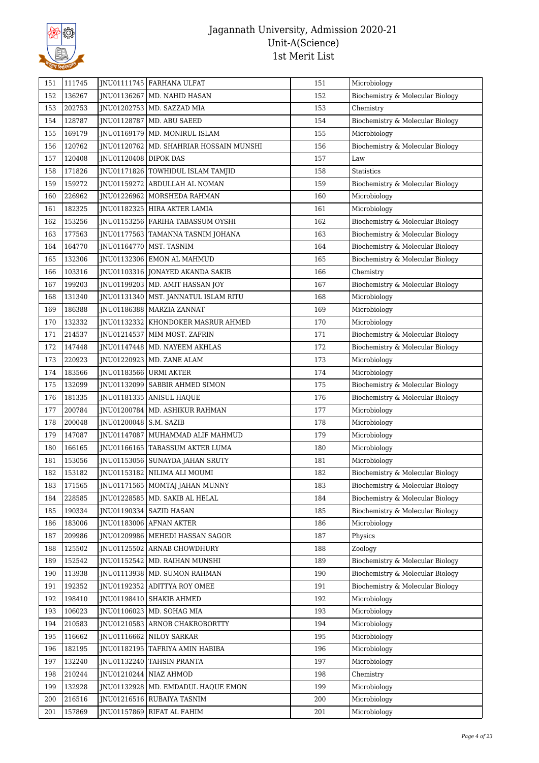# Jagannath University, Admission 2020-21
## Unit-A(Science)
## 1st Merit List

| | | | | | |
|---|---|---|---|---|---|
| 151 | 111745 | JNU01111745 | FARHANA ULFAT | 151 | Microbiology |
| 152 | 136267 | JNU01136267 | MD. NAHID HASAN | 152 | Biochemistry & Molecular Biology |
| 153 | 202753 | JNU01202753 | MD. SAZZAD MIA | 153 | Chemistry |
| 154 | 128787 | JNU01128787 | MD. ABU SAEED | 154 | Biochemistry & Molecular Biology |
| 155 | 169179 | JNU01169179 | MD. MONIRUL ISLAM | 155 | Microbiology |
| 156 | 120762 | JNU01120762 | MD. SHAHRIAR HOSSAIN MUNSHI | 156 | Biochemistry & Molecular Biology |
| 157 | 120408 | JNU01120408 | DIPOK DAS | 157 | Law |
| 158 | 171826 | JNU01171826 | TOWHIDUL ISLAM TAMJID | 158 | Statistics |
| 159 | 159272 | JNU01159272 | ABDULLAH AL NOMAN | 159 | Biochemistry & Molecular Biology |
| 160 | 226962 | JNU01226962 | MORSHEDA RAHMAN | 160 | Microbiology |
| 161 | 182325 | JNU01182325 | HIRA AKTER LAMIA | 161 | Microbiology |
| 162 | 153256 | JNU01153256 | FARIHA TABASSUM OYSHI | 162 | Biochemistry & Molecular Biology |
| 163 | 177563 | JNU01177563 | TAMANNA TASNIM JOHANA | 163 | Biochemistry & Molecular Biology |
| 164 | 164770 | JNU01164770 | MST. TASNIM | 164 | Biochemistry & Molecular Biology |
| 165 | 132306 | JNU01132306 | EMON AL MAHMUD | 165 | Biochemistry & Molecular Biology |
| 166 | 103316 | JNU01103316 | JONAYED AKANDA SAKIB | 166 | Chemistry |
| 167 | 199203 | JNU01199203 | MD. AMIT HASSAN JOY | 167 | Biochemistry & Molecular Biology |
| 168 | 131340 | JNU01131340 | MST. JANNATUL ISLAM RITU | 168 | Microbiology |
| 169 | 186388 | JNU01186388 | MARZIA ZANNAT | 169 | Microbiology |
| 170 | 132332 | JNU01132332 | KHONDOKER MASRUR AHMED | 170 | Microbiology |
| 171 | 214537 | JNU01214537 | MIM MOST. ZAFRIN | 171 | Biochemistry & Molecular Biology |
| 172 | 147448 | JNU01147448 | MD. NAYEEM AKHLAS | 172 | Biochemistry & Molecular Biology |
| 173 | 220923 | JNU01220923 | MD. ZANE ALAM | 173 | Microbiology |
| 174 | 183566 | JNU01183566 | URMI AKTER | 174 | Microbiology |
| 175 | 132099 | JNU01132099 | SABBIR AHMED SIMON | 175 | Biochemistry & Molecular Biology |
| 176 | 181335 | JNU01181335 | ANISUL HAQUE | 176 | Biochemistry & Molecular Biology |
| 177 | 200784 | JNU01200784 | MD. ASHIKUR RAHMAN | 177 | Microbiology |
| 178 | 200048 | JNU01200048 | S.M. SAZIB | 178 | Microbiology |
| 179 | 147087 | JNU01147087 | MUHAMMAD ALIF MAHMUD | 179 | Microbiology |
| 180 | 166165 | JNU01166165 | TABASSUM AKTER LUMA | 180 | Microbiology |
| 181 | 153056 | JNU01153056 | SUNAYDA JAHAN SRUTY | 181 | Microbiology |
| 182 | 153182 | JNU01153182 | NILIMA ALI MOUMI | 182 | Biochemistry & Molecular Biology |
| 183 | 171565 | JNU01171565 | MOMTAJ JAHAN MUNNY | 183 | Biochemistry & Molecular Biology |
| 184 | 228585 | JNU01228585 | MD. SAKIB AL HELAL | 184 | Biochemistry & Molecular Biology |
| 185 | 190334 | JNU01190334 | SAZID HASAN | 185 | Biochemistry & Molecular Biology |
| 186 | 183006 | JNU01183006 | AFNAN AKTER | 186 | Microbiology |
| 187 | 209986 | JNU01209986 | MEHEDI HASSAN SAGOR | 187 | Physics |
| 188 | 125502 | JNU01125502 | ARNAB CHOWDHURY | 188 | Zoology |
| 189 | 152542 | JNU01152542 | MD. RAIHAN MUNSHI | 189 | Biochemistry & Molecular Biology |
| 190 | 113938 | JNU01113938 | MD. SUMON RAHMAN | 190 | Biochemistry & Molecular Biology |
| 191 | 192352 | JNU01192352 | ADITTYA ROY OMEE | 191 | Biochemistry & Molecular Biology |
| 192 | 198410 | JNU01198410 | SHAKIB AHMED | 192 | Microbiology |
| 193 | 106023 | JNU01106023 | MD. SOHAG MIA | 193 | Microbiology |
| 194 | 210583 | JNU01210583 | ARNOB CHAKROBORTTY | 194 | Microbiology |
| 195 | 116662 | JNU01116662 | NILOY SARKAR | 195 | Microbiology |
| 196 | 182195 | JNU01182195 | TAFRIYA AMIN HABIBA | 196 | Microbiology |
| 197 | 132240 | JNU01132240 | TAHSIN PRANTA | 197 | Microbiology |
| 198 | 210244 | JNU01210244 | NIAZ AHMOD | 198 | Chemistry |
| 199 | 132928 | JNU01132928 | MD. EMDADUL HAQUE EMON | 199 | Microbiology |
| 200 | 216516 | JNU01216516 | RUBAIYA TASNIM | 200 | Microbiology |
| 201 | 157869 | JNU01157869 | RIFAT AL FAHIM | 201 | Microbiology |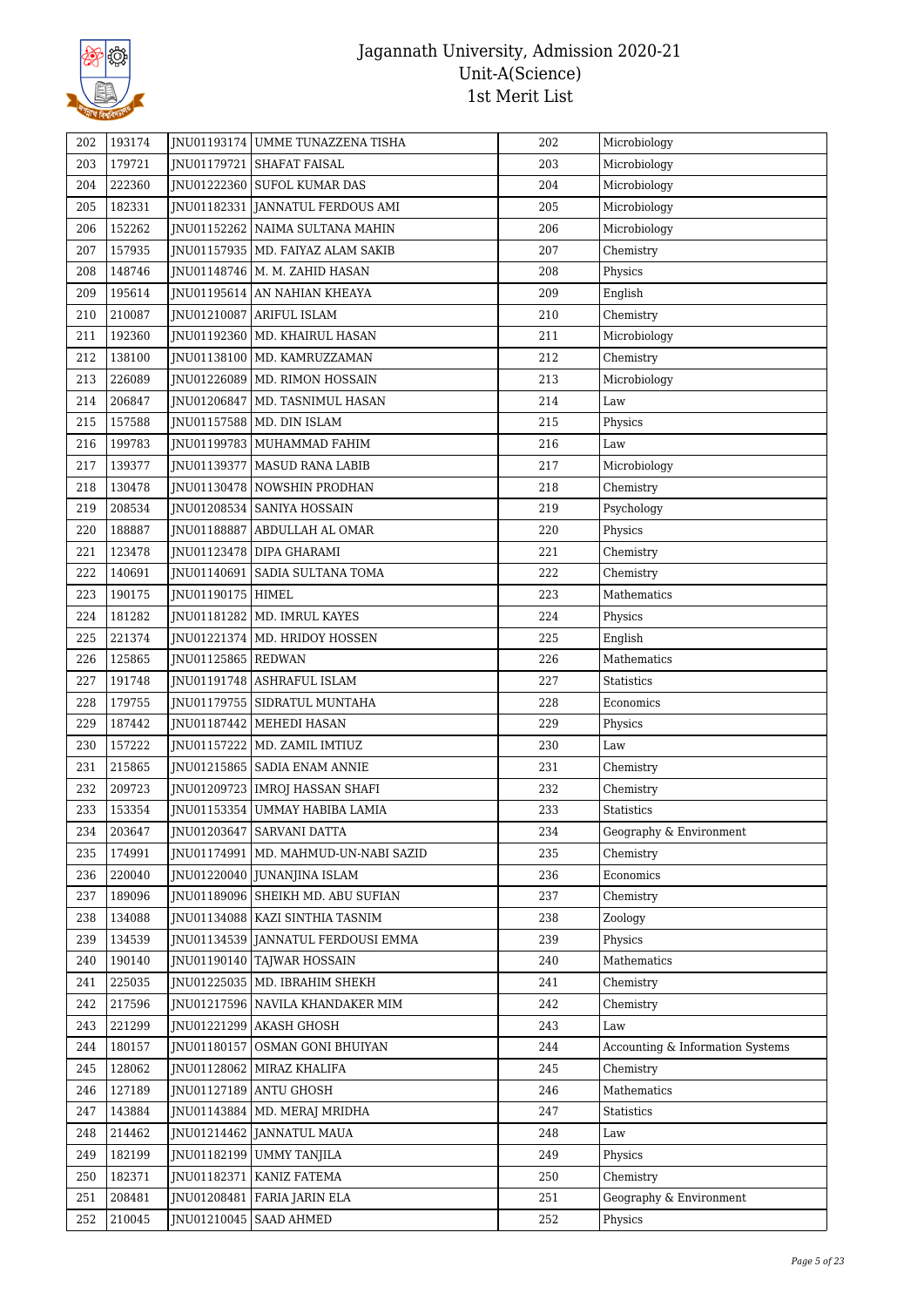| 202 | 193174 | JNU01193174 | UMME TUNAZZENA TISHA | 202 | Microbiology |
|---|---|---|---|---|---|
| 203 | 179721 | JNU01179721 | SHAFAT FAISAL | 203 | Microbiology |
| 204 | 222360 | JNU01222360 | SUFOL KUMAR DAS | 204 | Microbiology |
| 205 | 182331 | JNU01182331 | JANNATUL FERDOUS AMI | 205 | Microbiology |
| 206 | 152262 | JNU01152262 | NAIMA SULTANA MAHIN | 206 | Microbiology |
| 207 | 157935 | JNU01157935 | MD. FAIYAZ ALAM SAKIB | 207 | Chemistry |
| 208 | 148746 | JNU01148746 | M. M. ZAHID HASAN | 208 | Physics |
| 209 | 195614 | JNU01195614 | AN NAHIAN KHEAYA | 209 | English |
| 210 | 210087 | JNU01210087 | ARIFUL ISLAM | 210 | Chemistry |
| 211 | 192360 | JNU01192360 | MD. KHAIRUL HASAN | 211 | Microbiology |
| 212 | 138100 | JNU01138100 | MD. KAMRUZZAMAN | 212 | Chemistry |
| 213 | 226089 | JNU01226089 | MD. RIMON HOSSAIN | 213 | Microbiology |
| 214 | 206847 | JNU01206847 | MD. TASNIMUL HASAN | 214 | Law |
| 215 | 157588 | JNU01157588 | MD. DIN ISLAM | 215 | Physics |
| 216 | 199783 | JNU01199783 | MUHAMMAD FAHIM | 216 | Law |
| 217 | 139377 | JNU01139377 | MASUD RANA LABIB | 217 | Microbiology |
| 218 | 130478 | JNU01130478 | NOWSHIN PRODHAN | 218 | Chemistry |
| 219 | 208534 | JNU01208534 | SANIYA HOSSAIN | 219 | Psychology |
| 220 | 188887 | JNU01188887 | ABDULLAH AL OMAR | 220 | Physics |
| 221 | 123478 | JNU01123478 | DIPA GHARAMI | 221 | Chemistry |
| 222 | 140691 | JNU01140691 | SADIA SULTANA TOMA | 222 | Chemistry |
| 223 | 190175 | JNU01190175 | HIMEL | 223 | Mathematics |
| 224 | 181282 | JNU01181282 | MD. IMRUL KAYES | 224 | Physics |
| 225 | 221374 | JNU01221374 | MD. HRIDOY HOSSEN | 225 | English |
| 226 | 125865 | JNU01125865 | REDWAN | 226 | Mathematics |
| 227 | 191748 | JNU01191748 | ASHRAFUL ISLAM | 227 | Statistics |
| 228 | 179755 | JNU01179755 | SIDRATUL MUNTAHA | 228 | Economics |
| 229 | 187442 | JNU01187442 | MEHEDI HASAN | 229 | Physics |
| 230 | 157222 | JNU01157222 | MD. ZAMIL IMTIUZ | 230 | Law |
| 231 | 215865 | JNU01215865 | SADIA ENAM ANNIE | 231 | Chemistry |
| 232 | 209723 | JNU01209723 | IMROJ HASSAN SHAFI | 232 | Chemistry |
| 233 | 153354 | JNU01153354 | UMMAY HABIBA LAMIA | 233 | Statistics |
| 234 | 203647 | JNU01203647 | SARVANI DATTA | 234 | Geography & Environment |
| 235 | 174991 | JNU01174991 | MD. MAHMUD-UN-NABI SAZID | 235 | Chemistry |
| 236 | 220040 | JNU01220040 | JUNANJINA ISLAM | 236 | Economics |
| 237 | 189096 | JNU01189096 | SHEIKH MD. ABU SUFIAN | 237 | Chemistry |
| 238 | 134088 | JNU01134088 | KAZI SINTHIA TASNIM | 238 | Zoology |
| 239 | 134539 | JNU01134539 | JANNATUL FERDOUSI EMMA | 239 | Physics |
| 240 | 190140 | JNU01190140 | TAJWAR HOSSAIN | 240 | Mathematics |
| 241 | 225035 | JNU01225035 | MD. IBRAHIM SHEKH | 241 | Chemistry |
| 242 | 217596 | JNU01217596 | NAVILA KHANDAKER MIM | 242 | Chemistry |
| 243 | 221299 | JNU01221299 | AKASH GHOSH | 243 | Law |
| 244 | 180157 | JNU01180157 | OSMAN GONI BHUIYAN | 244 | Accounting & Information Systems |
| 245 | 128062 | JNU01128062 | MIRAZ KHALIFA | 245 | Chemistry |
| 246 | 127189 | JNU01127189 | ANTU GHOSH | 246 | Mathematics |
| 247 | 143884 | JNU01143884 | MD. MERAJ MRIDHA | 247 | Statistics |
| 248 | 214462 | JNU01214462 | JANNATUL MAUA | 248 | Law |
| 249 | 182199 | JNU01182199 | UMMY TANJILA | 249 | Physics |
| 250 | 182371 | JNU01182371 | KANIZ FATEMA | 250 | Chemistry |
| 251 | 208481 | JNU01208481 | FARIA JARIN ELA | 251 | Geography & Environment |
| 252 | 210045 | JNU01210045 | SAAD AHMED | 252 | Physics |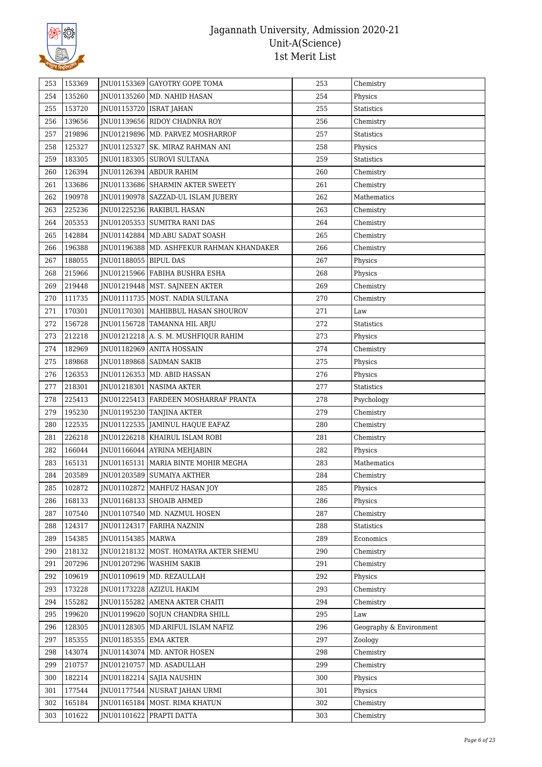| 253 | 153369 | JNU01153369 | GAYOTRY GOPE TOMA | 253 | Chemistry |
|---|---|---|---|---|---|
| 254 | 135260 | JNU01135260 | MD. NAHID HASAN | 254 | Physics |
| 255 | 153720 | JNU01153720 | ISRAT JAHAN | 255 | Statistics |
| 256 | 139656 | JNU01139656 | RIDOY CHADNRA ROY | 256 | Chemistry |
| 257 | 219896 | JNU01219896 | MD. PARVEZ MOSHARROF | 257 | Statistics |
| 258 | 125327 | JNU01125327 | SK. MIRAZ RAHMAN ANI | 258 | Physics |
| 259 | 183305 | JNU01183305 | SUROVI SULTANA | 259 | Statistics |
| 260 | 126394 | JNU01126394 | ABDUR RAHIM | 260 | Chemistry |
| 261 | 133686 | JNU01133686 | SHARMIN AKTER SWEETY | 261 | Chemistry |
| 262 | 190978 | JNU01190978 | SAZZAD-UL ISLAM JUBERY | 262 | Mathematics |
| 263 | 225236 | JNU01225236 | RAKIBUL HASAN | 263 | Chemistry |
| 264 | 205353 | JNU01205353 | SUMITRA RANI DAS | 264 | Chemistry |
| 265 | 142884 | JNU01142884 | MD.ABU SADAT SOASH | 265 | Chemistry |
| 266 | 196388 | JNU01196388 | MD. ASHFEKUR RAHMAN KHANDAKER | 266 | Chemistry |
| 267 | 188055 | JNU01188055 | BIPUL DAS | 267 | Physics |
| 268 | 215966 | JNU01215966 | FABIHA BUSHRA ESHA | 268 | Physics |
| 269 | 219448 | JNU01219448 | MST. SAJNEEN AKTER | 269 | Chemistry |
| 270 | 111735 | JNU01111735 | MOST. NADIA SULTANA | 270 | Chemistry |
| 271 | 170301 | JNU01170301 | MAHIBBUL HASAN SHOUROV | 271 | Law |
| 272 | 156728 | JNU01156728 | TAMANNA HIL ARJU | 272 | Statistics |
| 273 | 212218 | JNU01212218 | A. S. M. MUSHFIQUR RAHIM | 273 | Physics |
| 274 | 182969 | JNU01182969 | ANITA HOSSAIN | 274 | Chemistry |
| 275 | 189868 | JNU01189868 | SADMAN SAKIB | 275 | Physics |
| 276 | 126353 | JNU01126353 | MD. ABID HASSAN | 276 | Physics |
| 277 | 218301 | JNU01218301 | NASIMA AKTER | 277 | Statistics |
| 278 | 225413 | JNU01225413 | FARDEEN MOSHARRAF PRANTA | 278 | Psychology |
| 279 | 195230 | JNU01195230 | TANJINA AKTER | 279 | Chemistry |
| 280 | 122535 | JNU01122535 | JAMINUL HAQUE EAFAZ | 280 | Chemistry |
| 281 | 226218 | JNU01226218 | KHAIRUL ISLAM ROBI | 281 | Chemistry |
| 282 | 166044 | JNU01166044 | AYRINA MEHJABIN | 282 | Physics |
| 283 | 165131 | JNU01165131 | MARIA BINTE MOHIR MEGHA | 283 | Mathematics |
| 284 | 203589 | JNU01203589 | SUMAIYA AKTHER | 284 | Chemistry |
| 285 | 102872 | JNU01102872 | MAHFUZ HASAN JOY | 285 | Physics |
| 286 | 168133 | JNU01168133 | SHOAIB AHMED | 286 | Physics |
| 287 | 107540 | JNU01107540 | MD. NAZMUL HOSEN | 287 | Chemistry |
| 288 | 124317 | JNU01124317 | FARIHA NAZNIN | 288 | Statistics |
| 289 | 154385 | JNU01154385 | MARWA | 289 | Economics |
| 290 | 218132 | JNU01218132 | MOST. HOMAYRA AKTER SHEMU | 290 | Chemistry |
| 291 | 207296 | JNU01207296 | WASHIM SAKIB | 291 | Chemistry |
| 292 | 109619 | JNU01109619 | MD. REZAULLAH | 292 | Physics |
| 293 | 173228 | JNU01173228 | AZIZUL HAKIM | 293 | Chemistry |
| 294 | 155282 | JNU01155282 | AMENA AKTER CHAITI | 294 | Chemistry |
| 295 | 199620 | JNU01199620 | SOJUN CHANDRA SHILL | 295 | Law |
| 296 | 128305 | JNU01128305 | MD.ARIFUL ISLAM NAFIZ | 296 | Geography & Environment |
| 297 | 185355 | JNU01185355 | EMA AKTER | 297 | Zoology |
| 298 | 143074 | JNU01143074 | MD. ANTOR HOSEN | 298 | Chemistry |
| 299 | 210757 | JNU01210757 | MD. ASADULLAH | 299 | Chemistry |
| 300 | 182214 | JNU01182214 | SAJIA NAUSHIN | 300 | Physics |
| 301 | 177544 | JNU01177544 | NUSRAT JAHAN URMI | 301 | Physics |
| 302 | 165184 | JNU01165184 | MOST. RIMA KHATUN | 302 | Chemistry |
| 303 | 101622 | JNU01101622 | PRAPTI DATTA | 303 | Chemistry |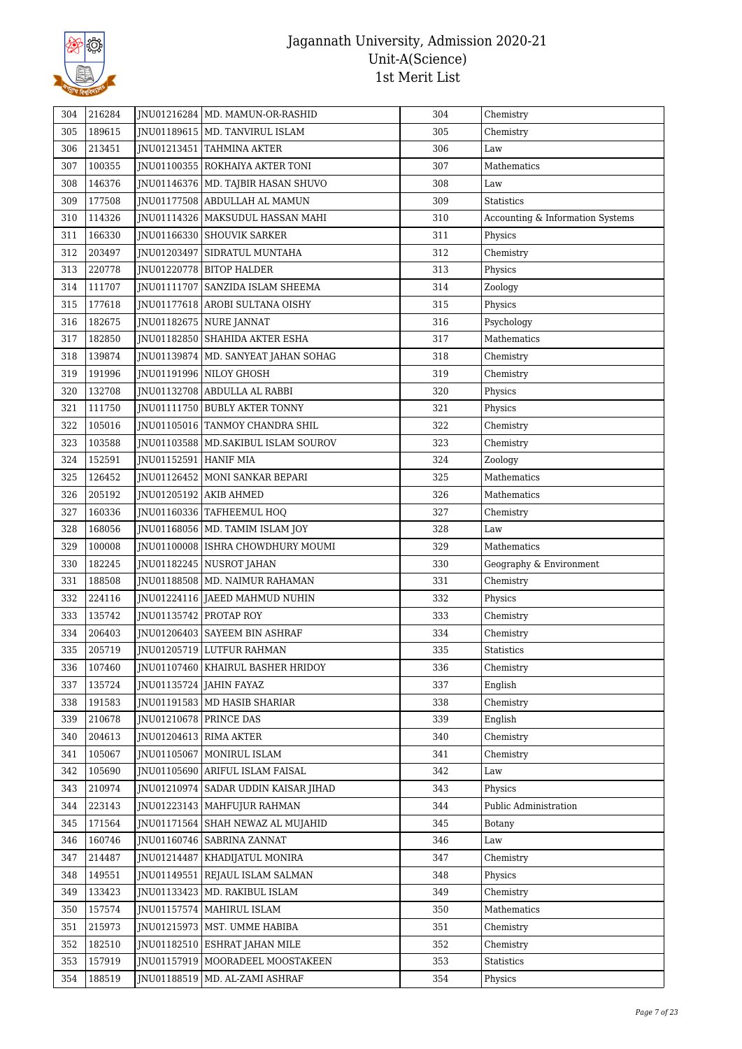# Jagannath University, Admission 2020-21
## Unit-A(Science)
## 1st Merit List

| 304 | 216284 | JNU01216284 | MD. MAMUN-OR-RASHID | 304 | Chemistry |
|---|---|---|---|---|---|
| 305 | 189615 | JNU01189615 | MD. TANVIRUL ISLAM | 305 | Chemistry |
| 306 | 213451 | JNU01213451 | TAHMINA AKTER | 306 | Law |
| 307 | 100355 | JNU01100355 | ROKHAIYA AKTER TONI | 307 | Mathematics |
| 308 | 146376 | JNU01146376 | MD. TAJBIR HASAN SHUVO | 308 | Law |
| 309 | 177508 | JNU01177508 | ABDULLAH AL MAMUN | 309 | Statistics |
| 310 | 114326 | JNU01114326 | MAKSUDUL HASSAN MAHI | 310 | Accounting & Information Systems |
| 311 | 166330 | JNU01166330 | SHOUVIK SARKER | 311 | Physics |
| 312 | 203497 | JNU01203497 | SIDRATUL MUNTAHA | 312 | Chemistry |
| 313 | 220778 | JNU01220778 | BITOP HALDER | 313 | Physics |
| 314 | 111707 | JNU01111707 | SANZIDA ISLAM SHEEMA | 314 | Zoology |
| 315 | 177618 | JNU01177618 | AROBI SULTANA OISHY | 315 | Physics |
| 316 | 182675 | JNU01182675 | NURE JANNAT | 316 | Psychology |
| 317 | 182850 | JNU01182850 | SHAHIDA AKTER ESHA | 317 | Mathematics |
| 318 | 139874 | JNU01139874 | MD. SANYEAT JAHAN SOHAG | 318 | Chemistry |
| 319 | 191996 | JNU01191996 | NILOY GHOSH | 319 | Chemistry |
| 320 | 132708 | JNU01132708 | ABDULLA AL RABBI | 320 | Physics |
| 321 | 111750 | JNU01111750 | BUBLY AKTER TONNY | 321 | Physics |
| 322 | 105016 | JNU01105016 | TANMOY CHANDRA SHIL | 322 | Chemistry |
| 323 | 103588 | JNU01103588 | MD.SAKIBUL ISLAM SOUROV | 323 | Chemistry |
| 324 | 152591 | JNU01152591 | HANIF MIA | 324 | Zoology |
| 325 | 126452 | JNU01126452 | MONI SANKAR BEPARI | 325 | Mathematics |
| 326 | 205192 | JNU01205192 | AKIB AHMED | 326 | Mathematics |
| 327 | 160336 | JNU01160336 | TAFHEEMUL HOQ | 327 | Chemistry |
| 328 | 168056 | JNU01168056 | MD. TAMIM ISLAM JOY | 328 | Law |
| 329 | 100008 | JNU01100008 | ISHRA CHOWDHURY MOUMI | 329 | Mathematics |
| 330 | 182245 | JNU01182245 | NUSROT JAHAN | 330 | Geography & Environment |
| 331 | 188508 | JNU01188508 | MD. NAIMUR RAHAMAN | 331 | Chemistry |
| 332 | 224116 | JNU01224116 | JAEED MAHMUD NUHIN | 332 | Physics |
| 333 | 135742 | JNU01135742 | PROTAP ROY | 333 | Chemistry |
| 334 | 206403 | JNU01206403 | SAYEEM BIN ASHRAF | 334 | Chemistry |
| 335 | 205719 | JNU01205719 | LUTFUR RAHMAN | 335 | Statistics |
| 336 | 107460 | JNU01107460 | KHAIRUL BASHER HRIDOY | 336 | Chemistry |
| 337 | 135724 | JNU01135724 | JAHIN FAYAZ | 337 | English |
| 338 | 191583 | JNU01191583 | MD HASIB SHARIAR | 338 | Chemistry |
| 339 | 210678 | JNU01210678 | PRINCE DAS | 339 | English |
| 340 | 204613 | JNU01204613 | RIMA AKTER | 340 | Chemistry |
| 341 | 105067 | JNU01105067 | MONIRUL ISLAM | 341 | Chemistry |
| 342 | 105690 | JNU01105690 | ARIFUL ISLAM FAISAL | 342 | Law |
| 343 | 210974 | JNU01210974 | SADAR UDDIN KAISAR JIHAD | 343 | Physics |
| 344 | 223143 | JNU01223143 | MAHFUJUR RAHMAN | 344 | Public Administration |
| 345 | 171564 | JNU01171564 | SHAH NEWAZ AL MUJAHID | 345 | Botany |
| 346 | 160746 | JNU01160746 | SABRINA ZANNAT | 346 | Law |
| 347 | 214487 | JNU01214487 | KHADIJATUL MONIRA | 347 | Chemistry |
| 348 | 149551 | JNU01149551 | REJAUL ISLAM SALMAN | 348 | Physics |
| 349 | 133423 | JNU01133423 | MD. RAKIBUL ISLAM | 349 | Chemistry |
| 350 | 157574 | JNU01157574 | MAHIRUL ISLAM | 350 | Mathematics |
| 351 | 215973 | JNU01215973 | MST. UMME HABIBA | 351 | Chemistry |
| 352 | 182510 | JNU01182510 | ESHRAT JAHAN MILE | 352 | Chemistry |
| 353 | 157919 | JNU01157919 | MOORADEEL MOOSTAKEEN | 353 | Statistics |
| 354 | 188519 | JNU01188519 | MD. AL-ZAMI ASHRAF | 354 | Physics |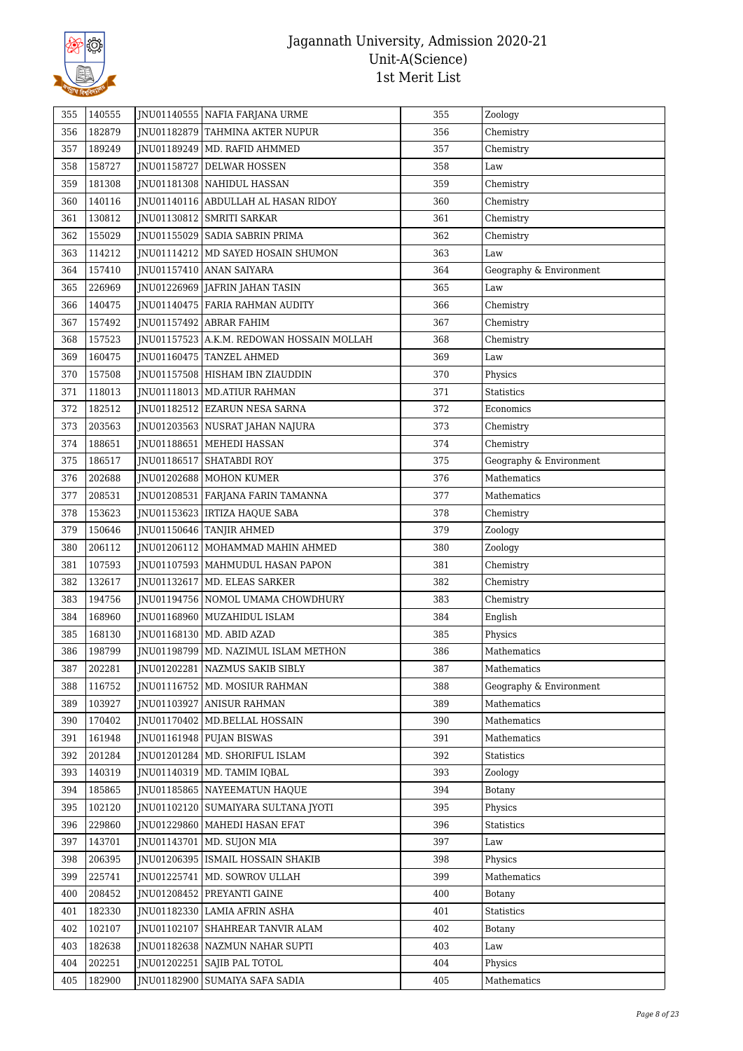# Jagannath University, Admission 2020-21
## Unit-A(Science)
## 1st Merit List

| | | | | | |
|---|---|---|---|---|---|
| 355 | 140555 | JNU01140555 | NAFIA FARJANA URME | 355 | Zoology |
| 356 | 182879 | JNU01182879 | TAHMINA AKTER NUPUR | 356 | Chemistry |
| 357 | 189249 | JNU01189249 | MD. RAFID AHMMED | 357 | Chemistry |
| 358 | 158727 | JNU01158727 | DELWAR HOSSEN | 358 | Law |
| 359 | 181308 | JNU01181308 | NAHIDUL HASSAN | 359 | Chemistry |
| 360 | 140116 | JNU01140116 | ABDULLAH AL HASAN RIDOY | 360 | Chemistry |
| 361 | 130812 | JNU01130812 | SMRITI SARKAR | 361 | Chemistry |
| 362 | 155029 | JNU01155029 | SADIA SABRIN PRIMA | 362 | Chemistry |
| 363 | 114212 | JNU01114212 | MD SAYED HOSAIN SHUMON | 363 | Law |
| 364 | 157410 | JNU01157410 | ANAN SAIYARA | 364 | Geography & Environment |
| 365 | 226969 | JNU01226969 | JAFRIN JAHAN TASIN | 365 | Law |
| 366 | 140475 | JNU01140475 | FARIA RAHMAN AUDITY | 366 | Chemistry |
| 367 | 157492 | JNU01157492 | ABRAR FAHIM | 367 | Chemistry |
| 368 | 157523 | JNU01157523 | A.K.M. REDOWAN HOSSAIN MOLLAH | 368 | Chemistry |
| 369 | 160475 | JNU01160475 | TANZEL AHMED | 369 | Law |
| 370 | 157508 | JNU01157508 | HISHAM IBN ZIAUDDIN | 370 | Physics |
| 371 | 118013 | JNU01118013 | MD.ATIUR RAHMAN | 371 | Statistics |
| 372 | 182512 | JNU01182512 | EZARUN NESA SARNA | 372 | Economics |
| 373 | 203563 | JNU01203563 | NUSRAT JAHAN NAJURA | 373 | Chemistry |
| 374 | 188651 | JNU01188651 | MEHEDI HASSAN | 374 | Chemistry |
| 375 | 186517 | JNU01186517 | SHATABDI ROY | 375 | Geography & Environment |
| 376 | 202688 | JNU01202688 | MOHON KUMER | 376 | Mathematics |
| 377 | 208531 | JNU01208531 | FARJANA FARIN TAMANNA | 377 | Mathematics |
| 378 | 153623 | JNU01153623 | IRTIZA HAQUE SABA | 378 | Chemistry |
| 379 | 150646 | JNU01150646 | TANJIR AHMED | 379 | Zoology |
| 380 | 206112 | JNU01206112 | MOHAMMAD MAHIN AHMED | 380 | Zoology |
| 381 | 107593 | JNU01107593 | MAHMUDUL HASAN PAPON | 381 | Chemistry |
| 382 | 132617 | JNU01132617 | MD. ELEAS SARKER | 382 | Chemistry |
| 383 | 194756 | JNU01194756 | NOMOL UMAMA CHOWDHURY | 383 | Chemistry |
| 384 | 168960 | JNU01168960 | MUZAHIDUL ISLAM | 384 | English |
| 385 | 168130 | JNU01168130 | MD. ABID AZAD | 385 | Physics |
| 386 | 198799 | JNU01198799 | MD. NAZIMUL ISLAM METHON | 386 | Mathematics |
| 387 | 202281 | JNU01202281 | NAZMUS SAKIB SIBLY | 387 | Mathematics |
| 388 | 116752 | JNU01116752 | MD. MOSIUR RAHMAN | 388 | Geography & Environment |
| 389 | 103927 | JNU01103927 | ANISUR RAHMAN | 389 | Mathematics |
| 390 | 170402 | JNU01170402 | MD.BELLAL HOSSAIN | 390 | Mathematics |
| 391 | 161948 | JNU01161948 | PUJAN BISWAS | 391 | Mathematics |
| 392 | 201284 | JNU01201284 | MD. SHORIFUL ISLAM | 392 | Statistics |
| 393 | 140319 | JNU01140319 | MD. TAMIM IQBAL | 393 | Zoology |
| 394 | 185865 | JNU01185865 | NAYEEMATUN HAQUE | 394 | Botany |
| 395 | 102120 | JNU01102120 | SUMAIYARA SULTANA JYOTI | 395 | Physics |
| 396 | 229860 | JNU01229860 | MAHEDI HASAN EFAT | 396 | Statistics |
| 397 | 143701 | JNU01143701 | MD. SUJON MIA | 397 | Law |
| 398 | 206395 | JNU01206395 | ISMAIL HOSSAIN SHAKIB | 398 | Physics |
| 399 | 225741 | JNU01225741 | MD. SOWROV ULLAH | 399 | Mathematics |
| 400 | 208452 | JNU01208452 | PREYANTI GAINE | 400 | Botany |
| 401 | 182330 | JNU01182330 | LAMIA AFRIN ASHA | 401 | Statistics |
| 402 | 102107 | JNU01102107 | SHAHREAR TANVIR ALAM | 402 | Botany |
| 403 | 182638 | JNU01182638 | NAZMUN NAHAR SUPTI | 403 | Law |
| 404 | 202251 | JNU01202251 | SAJIB PAL TOTOL | 404 | Physics |
| 405 | 182900 | JNU01182900 | SUMAIYA SAFA SADIA | 405 | Mathematics |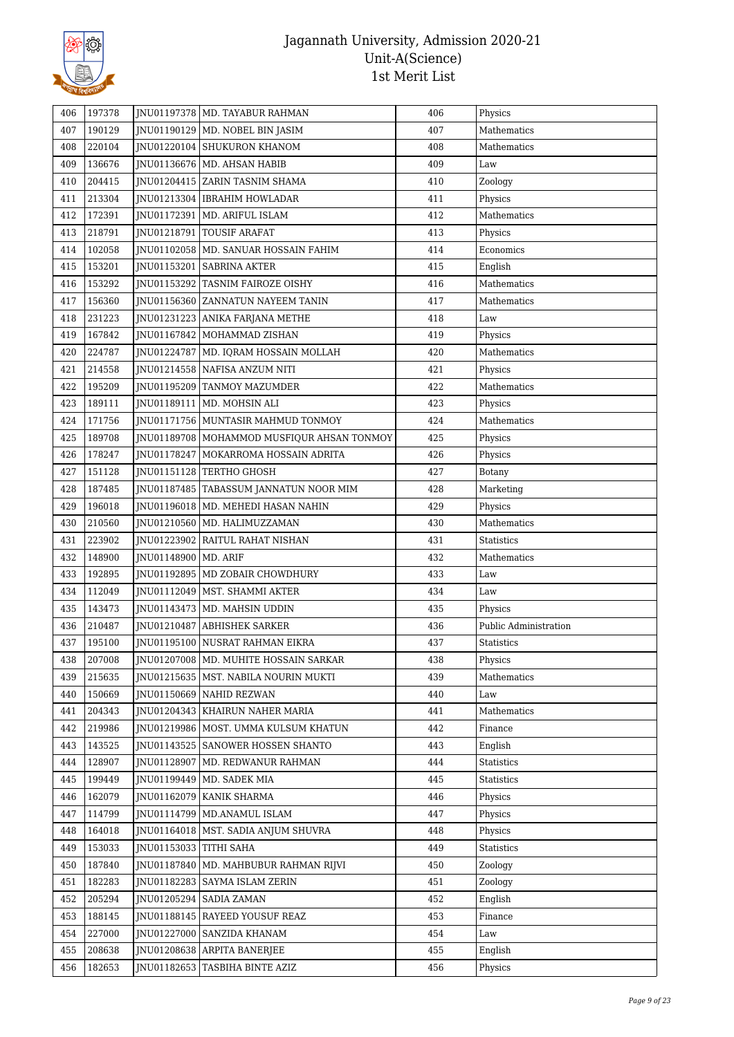# Jagannath University, Admission 2020-21
## Unit-A(Science)
## 1st Merit List

| | | | | | |
|---|---|---|---|---|---|
| 406 | 197378 | JNU01197378 | MD. TAYABUR RAHMAN | 406 | Physics |
| 407 | 190129 | JNU01190129 | MD. NOBEL BIN JASIM | 407 | Mathematics |
| 408 | 220104 | JNU01220104 | SHUKURON KHANOM | 408 | Mathematics |
| 409 | 136676 | JNU01136676 | MD. AHSAN HABIB | 409 | Law |
| 410 | 204415 | JNU01204415 | ZARIN TASNIM SHAMA | 410 | Zoology |
| 411 | 213304 | JNU01213304 | IBRAHIM HOWLADAR | 411 | Physics |
| 412 | 172391 | JNU01172391 | MD. ARIFUL ISLAM | 412 | Mathematics |
| 413 | 218791 | JNU01218791 | TOUSIF ARAFAT | 413 | Physics |
| 414 | 102058 | JNU01102058 | MD. SANUAR HOSSAIN FAHIM | 414 | Economics |
| 415 | 153201 | JNU01153201 | SABRINA AKTER | 415 | English |
| 416 | 153292 | JNU01153292 | TASNIM FAIROZE OISHY | 416 | Mathematics |
| 417 | 156360 | JNU01156360 | ZANNATUN NAYEEM TANIN | 417 | Mathematics |
| 418 | 231223 | JNU01231223 | ANIKA FARJANA METHE | 418 | Law |
| 419 | 167842 | JNU01167842 | MOHAMMAD ZISHAN | 419 | Physics |
| 420 | 224787 | JNU01224787 | MD. IQRAM HOSSAIN MOLLAH | 420 | Mathematics |
| 421 | 214558 | JNU01214558 | NAFISA ANZUM NITI | 421 | Physics |
| 422 | 195209 | JNU01195209 | TANMOY MAZUMDER | 422 | Mathematics |
| 423 | 189111 | JNU01189111 | MD. MOHSIN ALI | 423 | Physics |
| 424 | 171756 | JNU01171756 | MUNTASIR MAHMUD TONMOY | 424 | Mathematics |
| 425 | 189708 | JNU01189708 | MOHAMMOD MUSFIQUR AHSAN TONMOY | 425 | Physics |
| 426 | 178247 | JNU01178247 | MOKARROMA HOSSAIN ADRITA | 426 | Physics |
| 427 | 151128 | JNU01151128 | TERTHO GHOSH | 427 | Botany |
| 428 | 187485 | JNU01187485 | TABASSUM JANNATUN NOOR MIM | 428 | Marketing |
| 429 | 196018 | JNU01196018 | MD. MEHEDI HASAN NAHIN | 429 | Physics |
| 430 | 210560 | JNU01210560 | MD. HALIMUZZAMAN | 430 | Mathematics |
| 431 | 223902 | JNU01223902 | RAITUL RAHAT NISHAN | 431 | Statistics |
| 432 | 148900 | JNU01148900 | MD. ARIF | 432 | Mathematics |
| 433 | 192895 | JNU01192895 | MD ZOBAIR CHOWDHURY | 433 | Law |
| 434 | 112049 | JNU01112049 | MST. SHAMMI AKTER | 434 | Law |
| 435 | 143473 | JNU01143473 | MD. MAHSIN UDDIN | 435 | Physics |
| 436 | 210487 | JNU01210487 | ABHISHEK SARKER | 436 | Public Administration |
| 437 | 195100 | JNU01195100 | NUSRAT RAHMAN EIKRA | 437 | Statistics |
| 438 | 207008 | JNU01207008 | MD. MUHITE HOSSAIN SARKAR | 438 | Physics |
| 439 | 215635 | JNU01215635 | MST. NABILA NOURIN MUKTI | 439 | Mathematics |
| 440 | 150669 | JNU01150669 | NAHID REZWAN | 440 | Law |
| 441 | 204343 | JNU01204343 | KHAIRUN NAHER MARIA | 441 | Mathematics |
| 442 | 219986 | JNU01219986 | MOST. UMMA KULSUM KHATUN | 442 | Finance |
| 443 | 143525 | JNU01143525 | SANOWER HOSSEN SHANTO | 443 | English |
| 444 | 128907 | JNU01128907 | MD. REDWANUR RAHMAN | 444 | Statistics |
| 445 | 199449 | JNU01199449 | MD. SADEK MIA | 445 | Statistics |
| 446 | 162079 | JNU01162079 | KANIK SHARMA | 446 | Physics |
| 447 | 114799 | JNU01114799 | MD.ANAMUL ISLAM | 447 | Physics |
| 448 | 164018 | JNU01164018 | MST. SADIA ANJUM SHUVRA | 448 | Physics |
| 449 | 153033 | JNU01153033 | TITHI SAHA | 449 | Statistics |
| 450 | 187840 | JNU01187840 | MD. MAHBUBUR RAHMAN RIJVI | 450 | Zoology |
| 451 | 182283 | JNU01182283 | SAYMA ISLAM ZERIN | 451 | Zoology |
| 452 | 205294 | JNU01205294 | SADIA ZAMAN | 452 | English |
| 453 | 188145 | JNU01188145 | RAYEED YOUSUF REAZ | 453 | Finance |
| 454 | 227000 | JNU01227000 | SANZIDA KHANAM | 454 | Law |
| 455 | 208638 | JNU01208638 | ARPITA BANERJEE | 455 | English |
| 456 | 182653 | JNU01182653 | TASBIHA BINTE AZIZ | 456 | Physics |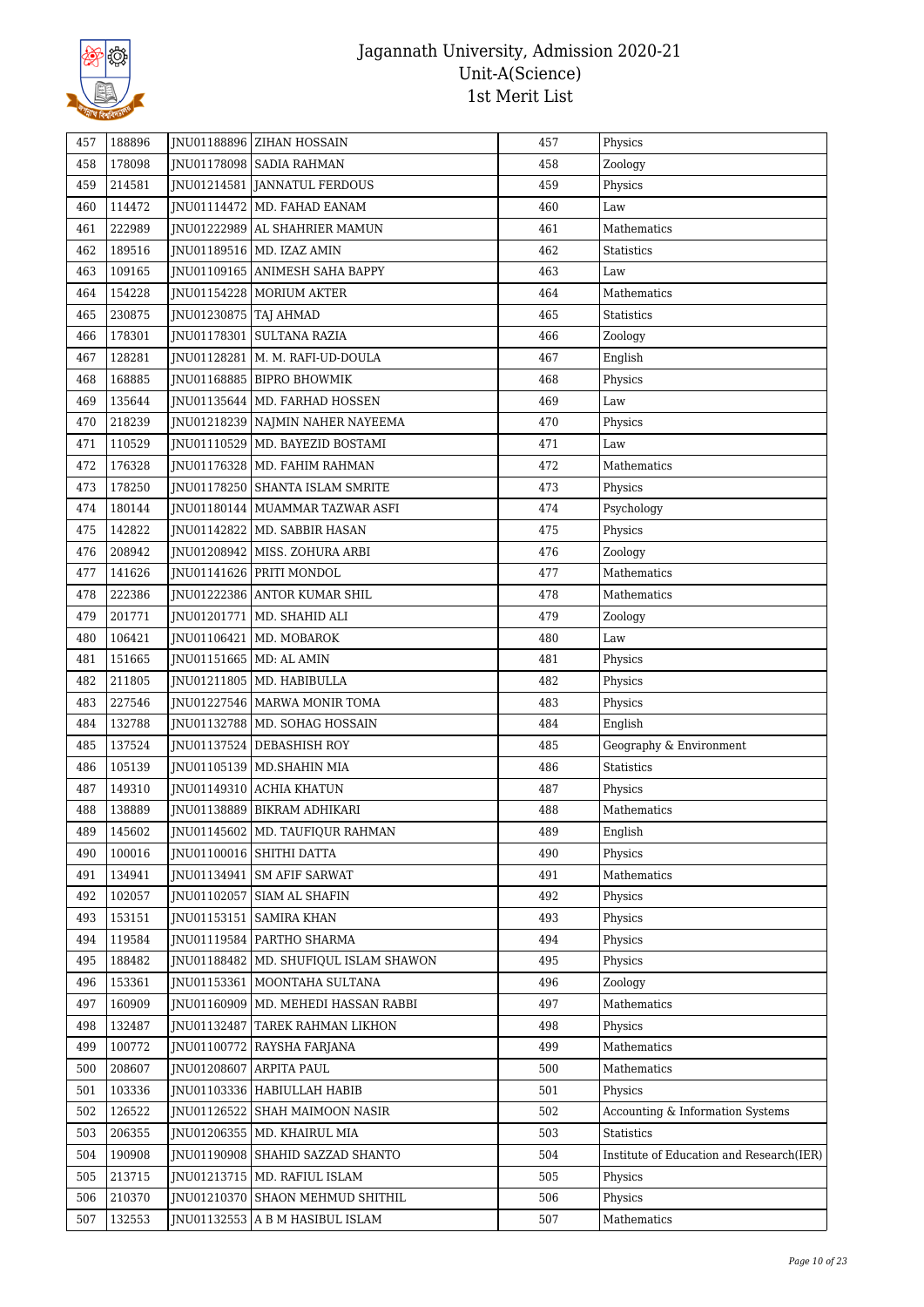| 457 | 188896 | JNU01188896 | ZIHAN HOSSAIN | 457 | Physics |
|---|---|---|---|---|---|
| 458 | 178098 | JNU01178098 | SADIA RAHMAN | 458 | Zoology |
| 459 | 214581 | JNU01214581 | JANNATUL FERDOUS | 459 | Physics |
| 460 | 114472 | JNU01114472 | MD. FAHAD EANAM | 460 | Law |
| 461 | 222989 | JNU01222989 | AL SHAHRIER MAMUN | 461 | Mathematics |
| 462 | 189516 | JNU01189516 | MD. IZAZ AMIN | 462 | Statistics |
| 463 | 109165 | JNU01109165 | ANIMESH SAHA BAPPY | 463 | Law |
| 464 | 154228 | JNU01154228 | MORIUM AKTER | 464 | Mathematics |
| 465 | 230875 | JNU01230875 | TAJ AHMAD | 465 | Statistics |
| 466 | 178301 | JNU01178301 | SULTANA RAZIA | 466 | Zoology |
| 467 | 128281 | JNU01128281 | M. M. RAFI-UD-DOULA | 467 | English |
| 468 | 168885 | JNU01168885 | BIPRO BHOWMIK | 468 | Physics |
| 469 | 135644 | JNU01135644 | MD. FARHAD HOSSEN | 469 | Law |
| 470 | 218239 | JNU01218239 | NAJMIN NAHER NAYEEMA | 470 | Physics |
| 471 | 110529 | JNU01110529 | MD. BAYEZID BOSTAMI | 471 | Law |
| 472 | 176328 | JNU01176328 | MD. FAHIM RAHMAN | 472 | Mathematics |
| 473 | 178250 | JNU01178250 | SHANTA ISLAM SMRITE | 473 | Physics |
| 474 | 180144 | JNU01180144 | MUAMMAR TAZWAR ASFI | 474 | Psychology |
| 475 | 142822 | JNU01142822 | MD. SABBIR HASAN | 475 | Physics |
| 476 | 208942 | JNU01208942 | MISS. ZOHURA ARBI | 476 | Zoology |
| 477 | 141626 | JNU01141626 | PRITI MONDOL | 477 | Mathematics |
| 478 | 222386 | JNU01222386 | ANTOR KUMAR SHIL | 478 | Mathematics |
| 479 | 201771 | JNU01201771 | MD. SHAHID ALI | 479 | Zoology |
| 480 | 106421 | JNU01106421 | MD. MOBAROK | 480 | Law |
| 481 | 151665 | JNU01151665 | MD: AL AMIN | 481 | Physics |
| 482 | 211805 | JNU01211805 | MD. HABIBULLA | 482 | Physics |
| 483 | 227546 | JNU01227546 | MARWA MONIR TOMA | 483 | Physics |
| 484 | 132788 | JNU01132788 | MD. SOHAG HOSSAIN | 484 | English |
| 485 | 137524 | JNU01137524 | DEBASHISH ROY | 485 | Geography & Environment |
| 486 | 105139 | JNU01105139 | MD.SHAHIN MIA | 486 | Statistics |
| 487 | 149310 | JNU01149310 | ACHIA KHATUN | 487 | Physics |
| 488 | 138889 | JNU01138889 | BIKRAM ADHIKARI | 488 | Mathematics |
| 489 | 145602 | JNU01145602 | MD. TAUFIQUR RAHMAN | 489 | English |
| 490 | 100016 | JNU01100016 | SHITHI DATTA | 490 | Physics |
| 491 | 134941 | JNU01134941 | SM AFIF SARWAT | 491 | Mathematics |
| 492 | 102057 | JNU01102057 | SIAM AL SHAFIN | 492 | Physics |
| 493 | 153151 | JNU01153151 | SAMIRA KHAN | 493 | Physics |
| 494 | 119584 | JNU01119584 | PARTHO SHARMA | 494 | Physics |
| 495 | 188482 | JNU01188482 | MD. SHUFIQUL ISLAM SHAWON | 495 | Physics |
| 496 | 153361 | JNU01153361 | MOONTAHA SULTANA | 496 | Zoology |
| 497 | 160909 | JNU01160909 | MD. MEHEDI HASSAN RABBI | 497 | Mathematics |
| 498 | 132487 | JNU01132487 | TAREK RAHMAN LIKHON | 498 | Physics |
| 499 | 100772 | JNU01100772 | RAYSHA FARJANA | 499 | Mathematics |
| 500 | 208607 | JNU01208607 | ARPITA PAUL | 500 | Mathematics |
| 501 | 103336 | JNU01103336 | HABIULLAH HABIB | 501 | Physics |
| 502 | 126522 | JNU01126522 | SHAH MAIMOON NASIR | 502 | Accounting & Information Systems |
| 503 | 206355 | JNU01206355 | MD. KHAIRUL MIA | 503 | Statistics |
| 504 | 190908 | JNU01190908 | SHAHID SAZZAD SHANTO | 504 | Institute of Education and Research(IER) |
| 505 | 213715 | JNU01213715 | MD. RAFIUL ISLAM | 505 | Physics |
| 506 | 210370 | JNU01210370 | SHAON MEHMUD SHITHIL | 506 | Physics |
| 507 | 132553 | JNU01132553 | A B M HASIBUL ISLAM | 507 | Mathematics |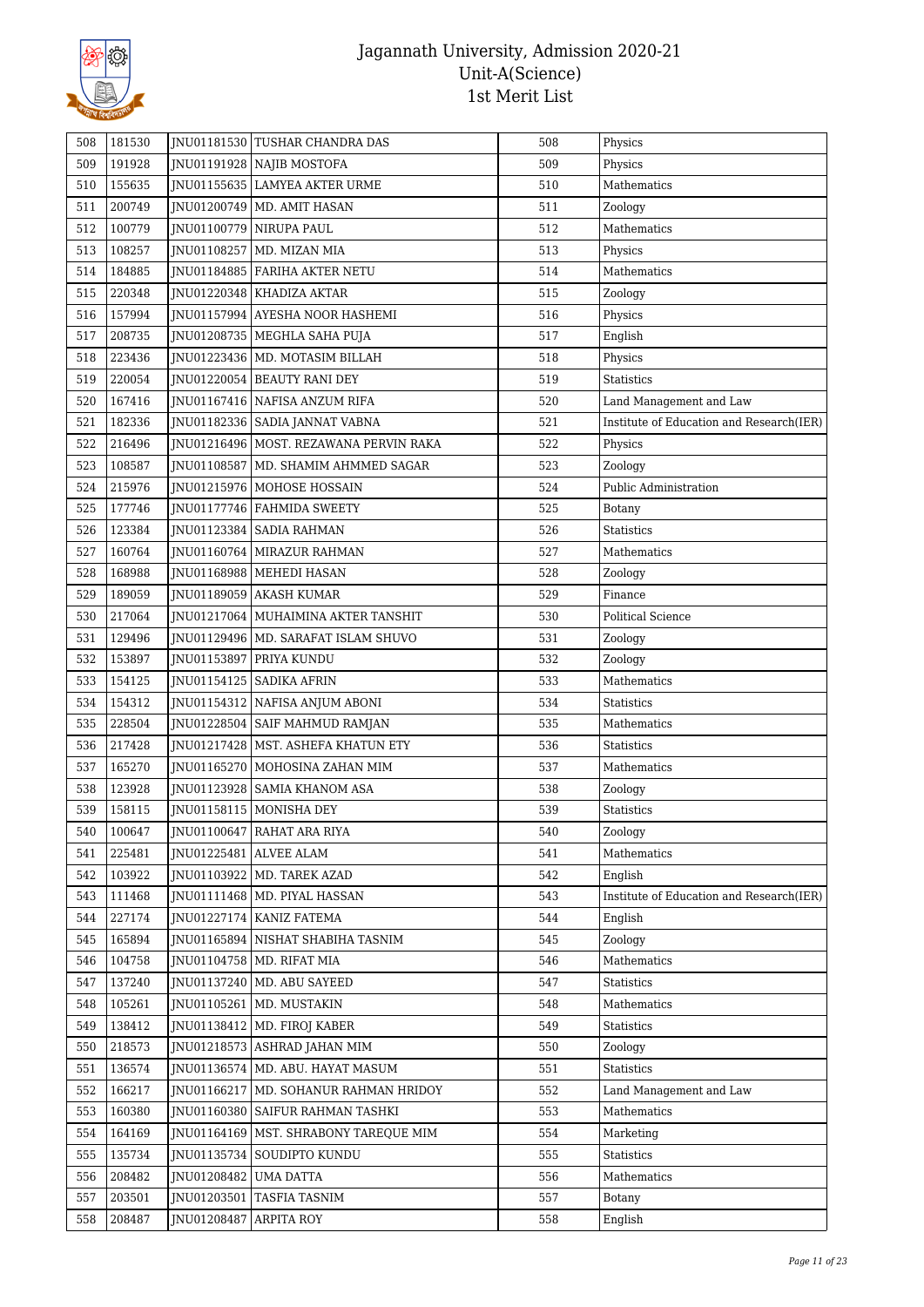# Jagannath University, Admission 2020-21
## Unit-A(Science)
## 1st Merit List

| | | | | | |
|---|---|---|---|---|---|
| 508 | 181530 | JNU01181530 | TUSHAR CHANDRA DAS | 508 | Physics |
| 509 | 191928 | JNU01191928 | NAJIB MOSTOFA | 509 | Physics |
| 510 | 155635 | JNU01155635 | LAMYEA AKTER URME | 510 | Mathematics |
| 511 | 200749 | JNU01200749 | MD. AMIT HASAN | 511 | Zoology |
| 512 | 100779 | JNU01100779 | NIRUPA PAUL | 512 | Mathematics |
| 513 | 108257 | JNU01108257 | MD. MIZAN MIA | 513 | Physics |
| 514 | 184885 | JNU01184885 | FARIHA AKTER NETU | 514 | Mathematics |
| 515 | 220348 | JNU01220348 | KHADIZA AKTAR | 515 | Zoology |
| 516 | 157994 | JNU01157994 | AYESHA NOOR HASHEMI | 516 | Physics |
| 517 | 208735 | JNU01208735 | MEGHLA SAHA PUJA | 517 | English |
| 518 | 223436 | JNU01223436 | MD. MOTASIM BILLAH | 518 | Physics |
| 519 | 220054 | JNU01220054 | BEAUTY RANI DEY | 519 | Statistics |
| 520 | 167416 | JNU01167416 | NAFISA ANZUM RIFA | 520 | Land Management and Law |
| 521 | 182336 | JNU01182336 | SADIA JANNAT VABNA | 521 | Institute of Education and Research(IER) |
| 522 | 216496 | JNU01216496 | MOST. REZAWANA PERVIN RAKA | 522 | Physics |
| 523 | 108587 | JNU01108587 | MD. SHAMIM AHMMED SAGAR | 523 | Zoology |
| 524 | 215976 | JNU01215976 | MOHOSE HOSSAIN | 524 | Public Administration |
| 525 | 177746 | JNU01177746 | FAHMIDA SWEETY | 525 | Botany |
| 526 | 123384 | JNU01123384 | SADIA RAHMAN | 526 | Statistics |
| 527 | 160764 | JNU01160764 | MIRAZUR RAHMAN | 527 | Mathematics |
| 528 | 168988 | JNU01168988 | MEHEDI HASAN | 528 | Zoology |
| 529 | 189059 | JNU01189059 | AKASH KUMAR | 529 | Finance |
| 530 | 217064 | JNU01217064 | MUHAIMINA AKTER TANSHIT | 530 | Political Science |
| 531 | 129496 | JNU01129496 | MD. SARAFAT ISLAM SHUVO | 531 | Zoology |
| 532 | 153897 | JNU01153897 | PRIYA KUNDU | 532 | Zoology |
| 533 | 154125 | JNU01154125 | SADIKA AFRIN | 533 | Mathematics |
| 534 | 154312 | JNU01154312 | NAFISA ANJUM ABONI | 534 | Statistics |
| 535 | 228504 | JNU01228504 | SAIF MAHMUD RAMJAN | 535 | Mathematics |
| 536 | 217428 | JNU01217428 | MST. ASHEFA KHATUN ETY | 536 | Statistics |
| 537 | 165270 | JNU01165270 | MOHOSINA ZAHAN MIM | 537 | Mathematics |
| 538 | 123928 | JNU01123928 | SAMIA KHANOM ASA | 538 | Zoology |
| 539 | 158115 | JNU01158115 | MONISHA DEY | 539 | Statistics |
| 540 | 100647 | JNU01100647 | RAHAT ARA RIYA | 540 | Zoology |
| 541 | 225481 | JNU01225481 | ALVEE ALAM | 541 | Mathematics |
| 542 | 103922 | JNU01103922 | MD. TAREK AZAD | 542 | English |
| 543 | 111468 | JNU01111468 | MD. PIYAL HASSAN | 543 | Institute of Education and Research(IER) |
| 544 | 227174 | JNU01227174 | KANIZ FATEMA | 544 | English |
| 545 | 165894 | JNU01165894 | NISHAT SHABIHA TASNIM | 545 | Zoology |
| 546 | 104758 | JNU01104758 | MD. RIFAT MIA | 546 | Mathematics |
| 547 | 137240 | JNU01137240 | MD. ABU SAYEED | 547 | Statistics |
| 548 | 105261 | JNU01105261 | MD. MUSTAKIN | 548 | Mathematics |
| 549 | 138412 | JNU01138412 | MD. FIROJ KABER | 549 | Statistics |
| 550 | 218573 | JNU01218573 | ASHRAD JAHAN MIM | 550 | Zoology |
| 551 | 136574 | JNU01136574 | MD. ABU. HAYAT MASUM | 551 | Statistics |
| 552 | 166217 | JNU01166217 | MD. SOHANUR RAHMAN HRIDOY | 552 | Land Management and Law |
| 553 | 160380 | JNU01160380 | SAIFUR RAHMAN TASHKI | 553 | Mathematics |
| 554 | 164169 | JNU01164169 | MST. SHRABONY TAREQUE MIM | 554 | Marketing |
| 555 | 135734 | JNU01135734 | SOUDIPTO KUNDU | 555 | Statistics |
| 556 | 208482 | JNU01208482 | UMA DATTA | 556 | Mathematics |
| 557 | 203501 | JNU01203501 | TASFIA TASNIM | 557 | Botany |
| 558 | 208487 | JNU01208487 | ARPITA ROY | 558 | English |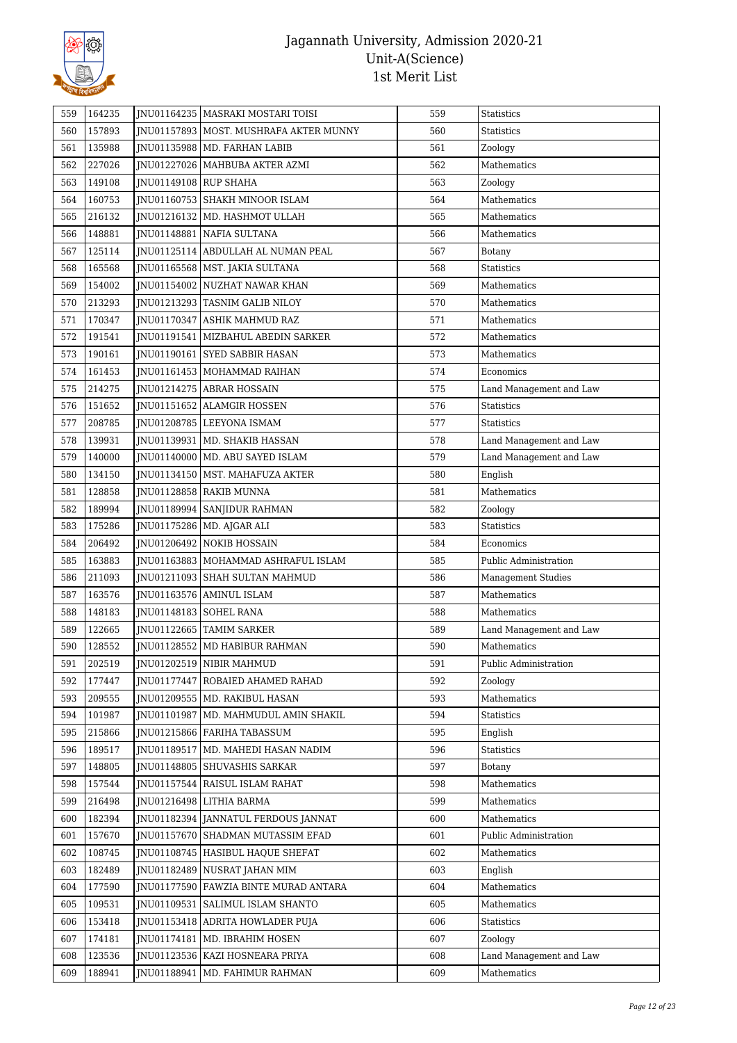| 559 | 164235 | JNU01164235 | MASRAKI MOSTARI TOISI | 559 | Statistics |
|---|---|---|---|---|---|
| 560 | 157893 | JNU01157893 | MOST. MUSHRAFA AKTER MUNNY | 560 | Statistics |
| 561 | 135988 | JNU01135988 | MD. FARHAN LABIB | 561 | Zoology |
| 562 | 227026 | JNU01227026 | MAHBUBA AKTER AZMI | 562 | Mathematics |
| 563 | 149108 | JNU01149108 | RUP SHAHA | 563 | Zoology |
| 564 | 160753 | JNU01160753 | SHAKH MINOOR ISLAM | 564 | Mathematics |
| 565 | 216132 | JNU01216132 | MD. HASHMOT ULLAH | 565 | Mathematics |
| 566 | 148881 | JNU01148881 | NAFIA SULTANA | 566 | Mathematics |
| 567 | 125114 | JNU01125114 | ABDULLAH AL NUMAN PEAL | 567 | Botany |
| 568 | 165568 | JNU01165568 | MST. JAKIA SULTANA | 568 | Statistics |
| 569 | 154002 | JNU01154002 | NUZHAT NAWAR KHAN | 569 | Mathematics |
| 570 | 213293 | JNU01213293 | TASNIM GALIB NILOY | 570 | Mathematics |
| 571 | 170347 | JNU01170347 | ASHIK MAHMUD RAZ | 571 | Mathematics |
| 572 | 191541 | JNU01191541 | MIZBAHUL ABEDIN SARKER | 572 | Mathematics |
| 573 | 190161 | JNU01190161 | SYED SABBIR HASAN | 573 | Mathematics |
| 574 | 161453 | JNU01161453 | MOHAMMAD RAIHAN | 574 | Economics |
| 575 | 214275 | JNU01214275 | ABRAR HOSSAIN | 575 | Land Management and Law |
| 576 | 151652 | JNU01151652 | ALAMGIR HOSSEN | 576 | Statistics |
| 577 | 208785 | JNU01208785 | LEEYONA ISMAM | 577 | Statistics |
| 578 | 139931 | JNU01139931 | MD. SHAKIB HASSAN | 578 | Land Management and Law |
| 579 | 140000 | JNU01140000 | MD. ABU SAYED ISLAM | 579 | Land Management and Law |
| 580 | 134150 | JNU01134150 | MST. MAHAFUZA AKTER | 580 | English |
| 581 | 128858 | JNU01128858 | RAKIB MUNNA | 581 | Mathematics |
| 582 | 189994 | JNU01189994 | SANJIDUR RAHMAN | 582 | Zoology |
| 583 | 175286 | JNU01175286 | MD. AJGAR ALI | 583 | Statistics |
| 584 | 206492 | JNU01206492 | NOKIB HOSSAIN | 584 | Economics |
| 585 | 163883 | JNU01163883 | MOHAMMAD ASHRAFUL ISLAM | 585 | Public Administration |
| 586 | 211093 | JNU01211093 | SHAH SULTAN MAHMUD | 586 | Management Studies |
| 587 | 163576 | JNU01163576 | AMINUL ISLAM | 587 | Mathematics |
| 588 | 148183 | JNU01148183 | SOHEL RANA | 588 | Mathematics |
| 589 | 122665 | JNU01122665 | TAMIM SARKER | 589 | Land Management and Law |
| 590 | 128552 | JNU01128552 | MD HABIBUR RAHMAN | 590 | Mathematics |
| 591 | 202519 | JNU01202519 | NIBIR MAHMUD | 591 | Public Administration |
| 592 | 177447 | JNU01177447 | ROBAIED AHAMED RAHAD | 592 | Zoology |
| 593 | 209555 | JNU01209555 | MD. RAKIBUL HASAN | 593 | Mathematics |
| 594 | 101987 | JNU01101987 | MD. MAHMUDUL AMIN SHAKIL | 594 | Statistics |
| 595 | 215866 | JNU01215866 | FARIHA TABASSUM | 595 | English |
| 596 | 189517 | JNU01189517 | MD. MAHEDI HASAN NADIM | 596 | Statistics |
| 597 | 148805 | JNU01148805 | SHUVASHIS SARKAR | 597 | Botany |
| 598 | 157544 | JNU01157544 | RAISUL ISLAM RAHAT | 598 | Mathematics |
| 599 | 216498 | JNU01216498 | LITHIA BARMA | 599 | Mathematics |
| 600 | 182394 | JNU01182394 | JANNATUL FERDOUS JANNAT | 600 | Mathematics |
| 601 | 157670 | JNU01157670 | SHADMAN MUTASSIM EFAD | 601 | Public Administration |
| 602 | 108745 | JNU01108745 | HASIBUL HAQUE SHEFAT | 602 | Mathematics |
| 603 | 182489 | JNU01182489 | NUSRAT JAHAN MIM | 603 | English |
| 604 | 177590 | JNU01177590 | FAWZIA BINTE MURAD ANTARA | 604 | Mathematics |
| 605 | 109531 | JNU01109531 | SALIMUL ISLAM SHANTO | 605 | Mathematics |
| 606 | 153418 | JNU01153418 | ADRITA HOWLADER PUJA | 606 | Statistics |
| 607 | 174181 | JNU01174181 | MD. IBRAHIM HOSEN | 607 | Zoology |
| 608 | 123536 | JNU01123536 | KAZI HOSNEARA PRIYA | 608 | Land Management and Law |
| 609 | 188941 | JNU01188941 | MD. FAHIMUR RAHMAN | 609 | Mathematics |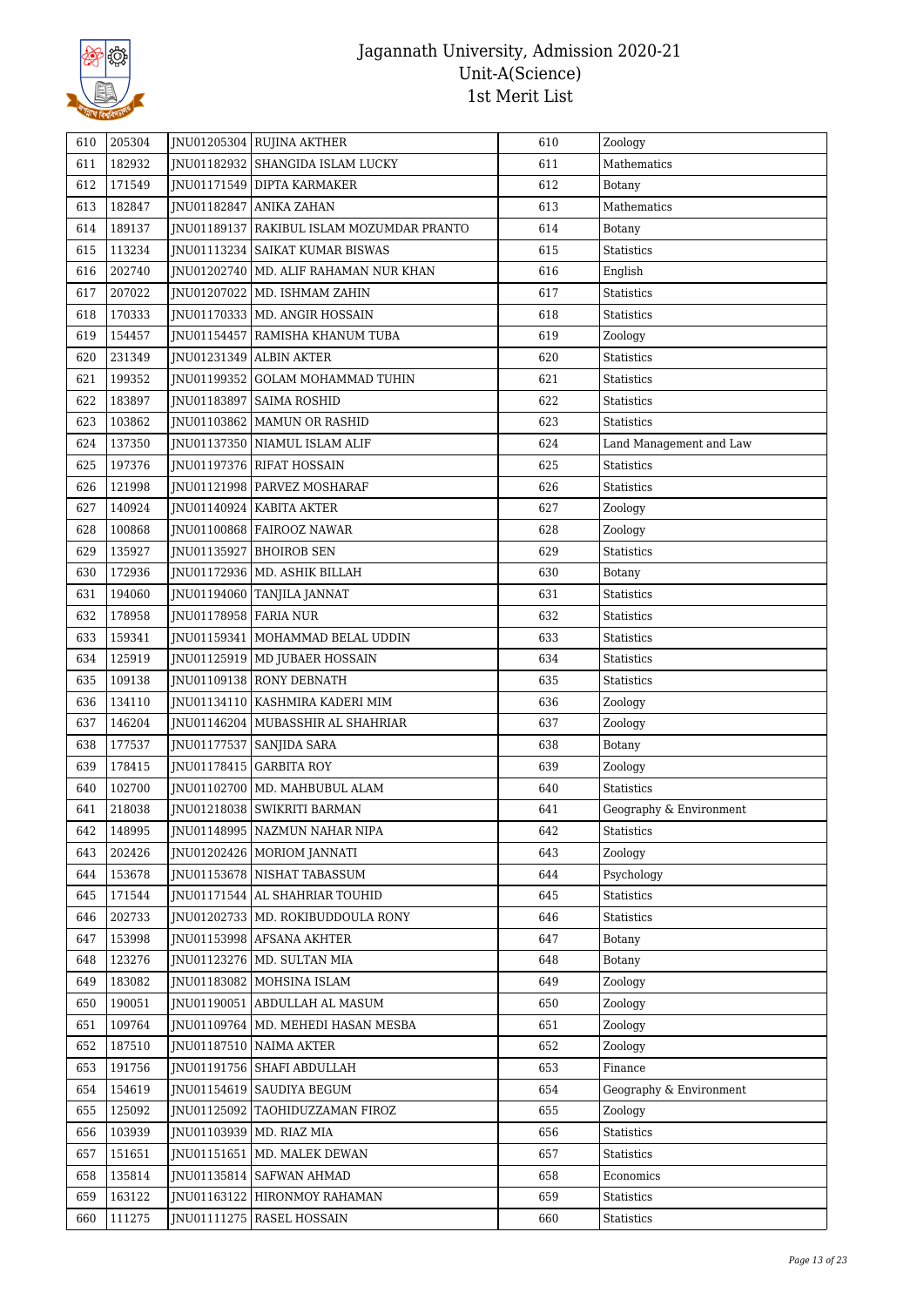# Jagannath University, Admission 2020-21
## Unit-A(Science)
### 1st Merit List

| | | | | | |
|---|---|---|---|---|---|
| 610 | 205304 | JNU01205304 | RUJINA AKTHER | 610 | Zoology |
| 611 | 182932 | JNU01182932 | SHANGIDA ISLAM LUCKY | 611 | Mathematics |
| 612 | 171549 | JNU01171549 | DIPTA KARMAKER | 612 | Botany |
| 613 | 182847 | JNU01182847 | ANIKA ZAHAN | 613 | Mathematics |
| 614 | 189137 | JNU01189137 | RAKIBUL ISLAM MOZUMDAR PRANTO | 614 | Botany |
| 615 | 113234 | JNU01113234 | SAIKAT KUMAR BISWAS | 615 | Statistics |
| 616 | 202740 | JNU01202740 | MD. ALIF RAHAMAN NUR KHAN | 616 | English |
| 617 | 207022 | JNU01207022 | MD. ISHMAM ZAHIN | 617 | Statistics |
| 618 | 170333 | JNU01170333 | MD. ANGIR HOSSAIN | 618 | Statistics |
| 619 | 154457 | JNU01154457 | RAMISHA KHANUM TUBA | 619 | Zoology |
| 620 | 231349 | JNU01231349 | ALBIN AKTER | 620 | Statistics |
| 621 | 199352 | JNU01199352 | GOLAM MOHAMMAD TUHIN | 621 | Statistics |
| 622 | 183897 | JNU01183897 | SAIMA ROSHID | 622 | Statistics |
| 623 | 103862 | JNU01103862 | MAMUN OR RASHID | 623 | Statistics |
| 624 | 137350 | JNU01137350 | NIAMUL ISLAM ALIF | 624 | Land Management and Law |
| 625 | 197376 | JNU01197376 | RIFAT HOSSAIN | 625 | Statistics |
| 626 | 121998 | JNU01121998 | PARVEZ MOSHARAF | 626 | Statistics |
| 627 | 140924 | JNU01140924 | KABITA AKTER | 627 | Zoology |
| 628 | 100868 | JNU01100868 | FAIROOZ NAWAR | 628 | Zoology |
| 629 | 135927 | JNU01135927 | BHOIROB SEN | 629 | Statistics |
| 630 | 172936 | JNU01172936 | MD. ASHIK BILLAH | 630 | Botany |
| 631 | 194060 | JNU01194060 | TANJILA JANNAT | 631 | Statistics |
| 632 | 178958 | JNU01178958 | FARIA NUR | 632 | Statistics |
| 633 | 159341 | JNU01159341 | MOHAMMAD BELAL UDDIN | 633 | Statistics |
| 634 | 125919 | JNU01125919 | MD JUBAER HOSSAIN | 634 | Statistics |
| 635 | 109138 | JNU01109138 | RONY DEBNATH | 635 | Statistics |
| 636 | 134110 | JNU01134110 | KASHMIRA KADERI MIM | 636 | Zoology |
| 637 | 146204 | JNU01146204 | MUBASSHIR AL SHAHRIAR | 637 | Zoology |
| 638 | 177537 | JNU01177537 | SANJIDA SARA | 638 | Botany |
| 639 | 178415 | JNU01178415 | GARBITA ROY | 639 | Zoology |
| 640 | 102700 | JNU01102700 | MD. MAHBUBUL ALAM | 640 | Statistics |
| 641 | 218038 | JNU01218038 | SWIKRITI BARMAN | 641 | Geography & Environment |
| 642 | 148995 | JNU01148995 | NAZMUN NAHAR NIPA | 642 | Statistics |
| 643 | 202426 | JNU01202426 | MORIOM JANNATI | 643 | Zoology |
| 644 | 153678 | JNU01153678 | NISHAT TABASSUM | 644 | Psychology |
| 645 | 171544 | JNU01171544 | AL SHAHRIAR TOUHID | 645 | Statistics |
| 646 | 202733 | JNU01202733 | MD. ROKIBUDDOULA RONY | 646 | Statistics |
| 647 | 153998 | JNU01153998 | AFSANA AKHTER | 647 | Botany |
| 648 | 123276 | JNU01123276 | MD. SULTAN MIA | 648 | Botany |
| 649 | 183082 | JNU01183082 | MOHSINA ISLAM | 649 | Zoology |
| 650 | 190051 | JNU01190051 | ABDULLAH AL MASUM | 650 | Zoology |
| 651 | 109764 | JNU01109764 | MD. MEHEDI HASAN MESBA | 651 | Zoology |
| 652 | 187510 | JNU01187510 | NAIMA AKTER | 652 | Zoology |
| 653 | 191756 | JNU01191756 | SHAFI ABDULLAH | 653 | Finance |
| 654 | 154619 | JNU01154619 | SAUDIYA BEGUM | 654 | Geography & Environment |
| 655 | 125092 | JNU01125092 | TAOHIDUZZAMAN FIROZ | 655 | Zoology |
| 656 | 103939 | JNU01103939 | MD. RIAZ MIA | 656 | Statistics |
| 657 | 151651 | JNU01151651 | MD. MALEK DEWAN | 657 | Statistics |
| 658 | 135814 | JNU01135814 | SAFWAN AHMAD | 658 | Economics |
| 659 | 163122 | JNU01163122 | HIRONMOY RAHAMAN | 659 | Statistics |
| 660 | 111275 | JNU01111275 | RASEL HOSSAIN | 660 | Statistics |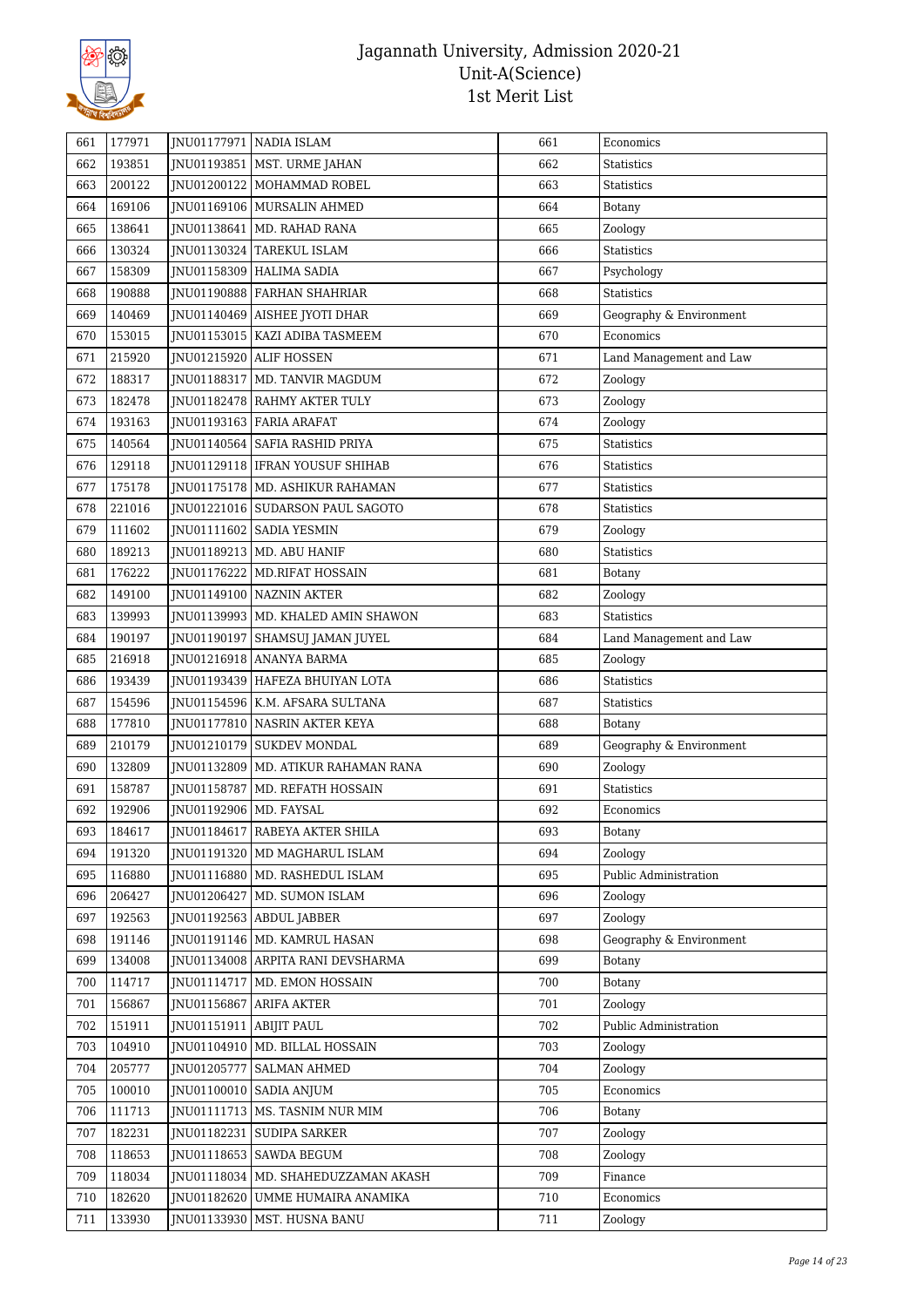# Jagannath University, Admission 2020-21
## Unit-A(Science)
## 1st Merit List

| | | | | | |
|---|---|---|---|---|---|
| 661 | 177971 | JNU01177971 | NADIA ISLAM | 661 | Economics |
| 662 | 193851 | JNU01193851 | MST. URME JAHAN | 662 | Statistics |
| 663 | 200122 | JNU01200122 | MOHAMMAD ROBEL | 663 | Statistics |
| 664 | 169106 | JNU01169106 | MURSALIN AHMED | 664 | Botany |
| 665 | 138641 | JNU01138641 | MD. RAHAD RANA | 665 | Zoology |
| 666 | 130324 | JNU01130324 | TAREKUL ISLAM | 666 | Statistics |
| 667 | 158309 | JNU01158309 | HALIMA SADIA | 667 | Psychology |
| 668 | 190888 | JNU01190888 | FARHAN SHAHRIAR | 668 | Statistics |
| 669 | 140469 | JNU01140469 | AISHEE JYOTI DHAR | 669 | Geography & Environment |
| 670 | 153015 | JNU01153015 | KAZI ADIBA TASMEEM | 670 | Economics |
| 671 | 215920 | JNU01215920 | ALIF HOSSEN | 671 | Land Management and Law |
| 672 | 188317 | JNU01188317 | MD. TANVIR MAGDUM | 672 | Zoology |
| 673 | 182478 | JNU01182478 | RAHMY AKTER TULY | 673 | Zoology |
| 674 | 193163 | JNU01193163 | FARIA ARAFAT | 674 | Zoology |
| 675 | 140564 | JNU01140564 | SAFIA RASHID PRIYA | 675 | Statistics |
| 676 | 129118 | JNU01129118 | IFRAN YOUSUF SHIHAB | 676 | Statistics |
| 677 | 175178 | JNU01175178 | MD. ASHIKUR RAHAMAN | 677 | Statistics |
| 678 | 221016 | JNU01221016 | SUDARSON PAUL SAGOTO | 678 | Statistics |
| 679 | 111602 | JNU01111602 | SADIA YESMIN | 679 | Zoology |
| 680 | 189213 | JNU01189213 | MD. ABU HANIF | 680 | Statistics |
| 681 | 176222 | JNU01176222 | MD.RIFAT HOSSAIN | 681 | Botany |
| 682 | 149100 | JNU01149100 | NAZNIN AKTER | 682 | Zoology |
| 683 | 139993 | JNU01139993 | MD. KHALED AMIN SHAWON | 683 | Statistics |
| 684 | 190197 | JNU01190197 | SHAMSUJ JAMAN JUYEL | 684 | Land Management and Law |
| 685 | 216918 | JNU01216918 | ANANYA BARMA | 685 | Zoology |
| 686 | 193439 | JNU01193439 | HAFEZA BHUIYAN LOTA | 686 | Statistics |
| 687 | 154596 | JNU01154596 | K.M. AFSARA SULTANA | 687 | Statistics |
| 688 | 177810 | JNU01177810 | NASRIN AKTER KEYA | 688 | Botany |
| 689 | 210179 | JNU01210179 | SUKDEV MONDAL | 689 | Geography & Environment |
| 690 | 132809 | JNU01132809 | MD. ATIKUR RAHAMAN RANA | 690 | Zoology |
| 691 | 158787 | JNU01158787 | MD. REFATH HOSSAIN | 691 | Statistics |
| 692 | 192906 | JNU01192906 | MD. FAYSAL | 692 | Economics |
| 693 | 184617 | JNU01184617 | RABEYA AKTER SHILA | 693 | Botany |
| 694 | 191320 | JNU01191320 | MD MAGHARUL ISLAM | 694 | Zoology |
| 695 | 116880 | JNU01116880 | MD. RASHEDUL ISLAM | 695 | Public Administration |
| 696 | 206427 | JNU01206427 | MD. SUMON ISLAM | 696 | Zoology |
| 697 | 192563 | JNU01192563 | ABDUL JABBER | 697 | Zoology |
| 698 | 191146 | JNU01191146 | MD. KAMRUL HASAN | 698 | Geography & Environment |
| 699 | 134008 | JNU01134008 | ARPITA RANI DEVSHARMA | 699 | Botany |
| 700 | 114717 | JNU01114717 | MD. EMON HOSSAIN | 700 | Botany |
| 701 | 156867 | JNU01156867 | ARIFA AKTER | 701 | Zoology |
| 702 | 151911 | JNU01151911 | ABIJIT PAUL | 702 | Public Administration |
| 703 | 104910 | JNU01104910 | MD. BILLAL HOSSAIN | 703 | Zoology |
| 704 | 205777 | JNU01205777 | SALMAN AHMED | 704 | Zoology |
| 705 | 100010 | JNU01100010 | SADIA ANJUM | 705 | Economics |
| 706 | 111713 | JNU01111713 | MS. TASNIM NUR MIM | 706 | Botany |
| 707 | 182231 | JNU01182231 | SUDIPA SARKER | 707 | Zoology |
| 708 | 118653 | JNU01118653 | SAWDA BEGUM | 708 | Zoology |
| 709 | 118034 | JNU01118034 | MD. SHAHEDUZZAMAN AKASH | 709 | Finance |
| 710 | 182620 | JNU01182620 | UMME HUMAIRA ANAMIKA | 710 | Economics |
| 711 | 133930 | JNU01133930 | MST. HUSNA BANU | 711 | Zoology |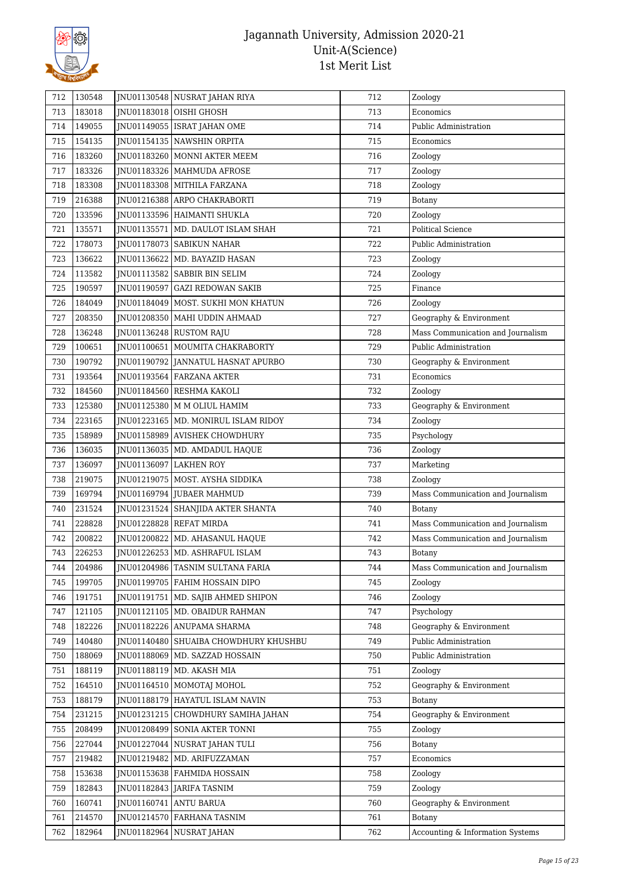# Jagannath University, Admission 2020-21
## Unit-A(Science)
## 1st Merit List

| | | | | | |
|---|---|---|---|---|---|
| 712 | 130548 | JNU01130548 | NUSRAT JAHAN RIYA | 712 | Zoology |
| 713 | 183018 | JNU01183018 | OISHI GHOSH | 713 | Economics |
| 714 | 149055 | JNU01149055 | ISRAT JAHAN OME | 714 | Public Administration |
| 715 | 154135 | JNU01154135 | NAWSHIN ORPITA | 715 | Economics |
| 716 | 183260 | JNU01183260 | MONNI AKTER MEEM | 716 | Zoology |
| 717 | 183326 | JNU01183326 | MAHMUDA AFROSE | 717 | Zoology |
| 718 | 183308 | JNU01183308 | MITHILA FARZANA | 718 | Zoology |
| 719 | 216388 | JNU01216388 | ARPO CHAKRABORTI | 719 | Botany |
| 720 | 133596 | JNU01133596 | HAIMANTI SHUKLA | 720 | Zoology |
| 721 | 135571 | JNU01135571 | MD. DAULOT ISLAM SHAH | 721 | Political Science |
| 722 | 178073 | JNU01178073 | SABIKUN NAHAR | 722 | Public Administration |
| 723 | 136622 | JNU01136622 | MD. BAYAZID HASAN | 723 | Zoology |
| 724 | 113582 | JNU01113582 | SABBIR BIN SELIM | 724 | Zoology |
| 725 | 190597 | JNU01190597 | GAZI REDOWAN SAKIB | 725 | Finance |
| 726 | 184049 | JNU01184049 | MOST. SUKHI MON KHATUN | 726 | Zoology |
| 727 | 208350 | JNU01208350 | MAHI UDDIN AHMAAD | 727 | Geography & Environment |
| 728 | 136248 | JNU01136248 | RUSTOM RAJU | 728 | Mass Communication and Journalism |
| 729 | 100651 | JNU01100651 | MOUMITA CHAKRABORTY | 729 | Public Administration |
| 730 | 190792 | JNU01190792 | JANNATUL HASNAT APURBO | 730 | Geography & Environment |
| 731 | 193564 | JNU01193564 | FARZANA AKTER | 731 | Economics |
| 732 | 184560 | JNU01184560 | RESHMA KAKOLI | 732 | Zoology |
| 733 | 125380 | JNU01125380 | M M OLIUL HAMIM | 733 | Geography & Environment |
| 734 | 223165 | JNU01223165 | MD. MONIRUL ISLAM RIDOY | 734 | Zoology |
| 735 | 158989 | JNU01158989 | AVISHEK CHOWDHURY | 735 | Psychology |
| 736 | 136035 | JNU01136035 | MD. AMDADUL HAQUE | 736 | Zoology |
| 737 | 136097 | JNU01136097 | LAKHEN ROY | 737 | Marketing |
| 738 | 219075 | JNU01219075 | MOST. AYSHA SIDDIKA | 738 | Zoology |
| 739 | 169794 | JNU01169794 | JUBAER MAHMUD | 739 | Mass Communication and Journalism |
| 740 | 231524 | JNU01231524 | SHANJIDA AKTER SHANTA | 740 | Botany |
| 741 | 228828 | JNU01228828 | REFAT MIRDA | 741 | Mass Communication and Journalism |
| 742 | 200822 | JNU01200822 | MD. AHASANUL HAQUE | 742 | Mass Communication and Journalism |
| 743 | 226253 | JNU01226253 | MD. ASHRAFUL ISLAM | 743 | Botany |
| 744 | 204986 | JNU01204986 | TASNIM SULTANA FARIA | 744 | Mass Communication and Journalism |
| 745 | 199705 | JNU01199705 | FAHIM HOSSAIN DIPO | 745 | Zoology |
| 746 | 191751 | JNU01191751 | MD. SAJIB AHMED SHIPON | 746 | Zoology |
| 747 | 121105 | JNU01121105 | MD. OBAIDUR RAHMAN | 747 | Psychology |
| 748 | 182226 | JNU01182226 | ANUPAMA SHARMA | 748 | Geography & Environment |
| 749 | 140480 | JNU01140480 | SHUAIBA CHOWDHURY KHUSHBU | 749 | Public Administration |
| 750 | 188069 | JNU01188069 | MD. SAZZAD HOSSAIN | 750 | Public Administration |
| 751 | 188119 | JNU01188119 | MD. AKASH MIA | 751 | Zoology |
| 752 | 164510 | JNU01164510 | MOMOTAJ MOHOL | 752 | Geography & Environment |
| 753 | 188179 | JNU01188179 | HAYATUL ISLAM NAVIN | 753 | Botany |
| 754 | 231215 | JNU01231215 | CHOWDHURY SAMIHA JAHAN | 754 | Geography & Environment |
| 755 | 208499 | JNU01208499 | SONIA AKTER TONNI | 755 | Zoology |
| 756 | 227044 | JNU01227044 | NUSRAT JAHAN TULI | 756 | Botany |
| 757 | 219482 | JNU01219482 | MD. ARIFUZZAMAN | 757 | Economics |
| 758 | 153638 | JNU01153638 | FAHMIDA HOSSAIN | 758 | Zoology |
| 759 | 182843 | JNU01182843 | JARIFA TASNIM | 759 | Zoology |
| 760 | 160741 | JNU01160741 | ANTU BARUA | 760 | Geography & Environment |
| 761 | 214570 | JNU01214570 | FARHANA TASNIM | 761 | Botany |
| 762 | 182964 | JNU01182964 | NUSRAT JAHAN | 762 | Accounting & Information Systems |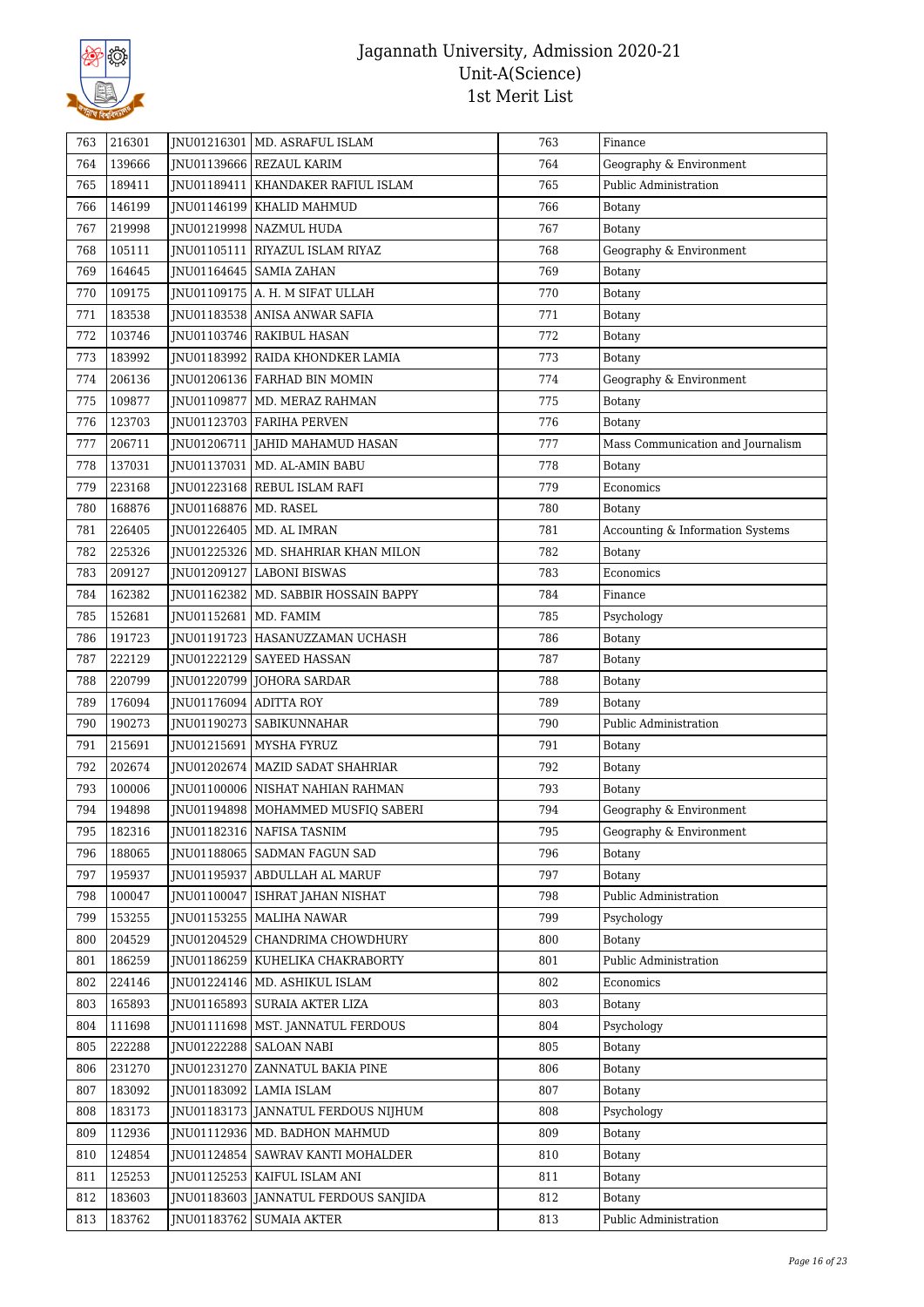# Jagannath University, Admission 2020-21
## Unit-A(Science)
## 1st Merit List

| | | | | | |
|---|---|---|---|---|---|
| 763 | 216301 | JNU01216301 | MD. ASRAFUL ISLAM | 763 | Finance |
| 764 | 139666 | JNU01139666 | REZAUL KARIM | 764 | Geography & Environment |
| 765 | 189411 | JNU01189411 | KHANDAKER RAFIUL ISLAM | 765 | Public Administration |
| 766 | 146199 | JNU01146199 | KHALID MAHMUD | 766 | Botany |
| 767 | 219998 | JNU01219998 | NAZMUL HUDA | 767 | Botany |
| 768 | 105111 | JNU01105111 | RIYAZUL ISLAM RIYAZ | 768 | Geography & Environment |
| 769 | 164645 | JNU01164645 | SAMIA ZAHAN | 769 | Botany |
| 770 | 109175 | JNU01109175 | A. H. M SIFAT ULLAH | 770 | Botany |
| 771 | 183538 | JNU01183538 | ANISA ANWAR SAFIA | 771 | Botany |
| 772 | 103746 | JNU01103746 | RAKIBUL HASAN | 772 | Botany |
| 773 | 183992 | JNU01183992 | RAIDA KHONDKER LAMIA | 773 | Botany |
| 774 | 206136 | JNU01206136 | FARHAD BIN MOMIN | 774 | Geography & Environment |
| 775 | 109877 | JNU01109877 | MD. MERAZ RAHMAN | 775 | Botany |
| 776 | 123703 | JNU01123703 | FARIHA PERVEN | 776 | Botany |
| 777 | 206711 | JNU01206711 | JAHID MAHAMUD HASAN | 777 | Mass Communication and Journalism |
| 778 | 137031 | JNU01137031 | MD. AL-AMIN BABU | 778 | Botany |
| 779 | 223168 | JNU01223168 | REBUL ISLAM RAFI | 779 | Economics |
| 780 | 168876 | JNU01168876 | MD. RASEL | 780 | Botany |
| 781 | 226405 | JNU01226405 | MD. AL IMRAN | 781 | Accounting & Information Systems |
| 782 | 225326 | JNU01225326 | MD. SHAHRIAR KHAN MILON | 782 | Botany |
| 783 | 209127 | JNU01209127 | LABONI BISWAS | 783 | Economics |
| 784 | 162382 | JNU01162382 | MD. SABBIR HOSSAIN BAPPY | 784 | Finance |
| 785 | 152681 | JNU01152681 | MD. FAMIM | 785 | Psychology |
| 786 | 191723 | JNU01191723 | HASANUZZAMAN UCHASH | 786 | Botany |
| 787 | 222129 | JNU01222129 | SAYEED HASSAN | 787 | Botany |
| 788 | 220799 | JNU01220799 | JOHORA SARDAR | 788 | Botany |
| 789 | 176094 | JNU01176094 | ADITTA ROY | 789 | Botany |
| 790 | 190273 | JNU01190273 | SABIKUNNAHAR | 790 | Public Administration |
| 791 | 215691 | JNU01215691 | MYSHA FYRUZ | 791 | Botany |
| 792 | 202674 | JNU01202674 | MAZID SADAT SHAHRIAR | 792 | Botany |
| 793 | 100006 | JNU01100006 | NISHAT NAHIAN RAHMAN | 793 | Botany |
| 794 | 194898 | JNU01194898 | MOHAMMED MUSFIQ SABERI | 794 | Geography & Environment |
| 795 | 182316 | JNU01182316 | NAFISA TASNIM | 795 | Geography & Environment |
| 796 | 188065 | JNU01188065 | SADMAN FAGUN SAD | 796 | Botany |
| 797 | 195937 | JNU01195937 | ABDULLAH AL MARUF | 797 | Botany |
| 798 | 100047 | JNU01100047 | ISHRAT JAHAN NISHAT | 798 | Public Administration |
| 799 | 153255 | JNU01153255 | MALIHA NAWAR | 799 | Psychology |
| 800 | 204529 | JNU01204529 | CHANDRIMA CHOWDHURY | 800 | Botany |
| 801 | 186259 | JNU01186259 | KUHELIKA CHAKRABORTY | 801 | Public Administration |
| 802 | 224146 | JNU01224146 | MD. ASHIKUL ISLAM | 802 | Economics |
| 803 | 165893 | JNU01165893 | SURAIA AKTER LIZA | 803 | Botany |
| 804 | 111698 | JNU01111698 | MST. JANNATUL FERDOUS | 804 | Psychology |
| 805 | 222288 | JNU01222288 | SALOAN NABI | 805 | Botany |
| 806 | 231270 | JNU01231270 | ZANNATUL BAKIA PINE | 806 | Botany |
| 807 | 183092 | JNU01183092 | LAMIA ISLAM | 807 | Botany |
| 808 | 183173 | JNU01183173 | JANNATUL FERDOUS NIJHUM | 808 | Psychology |
| 809 | 112936 | JNU01112936 | MD. BADHON MAHMUD | 809 | Botany |
| 810 | 124854 | JNU01124854 | SAWRAV KANTI MOHALDER | 810 | Botany |
| 811 | 125253 | JNU01125253 | KAIFUL ISLAM ANI | 811 | Botany |
| 812 | 183603 | JNU01183603 | JANNATUL FERDOUS SANJIDA | 812 | Botany |
| 813 | 183762 | JNU01183762 | SUMAIA AKTER | 813 | Public Administration |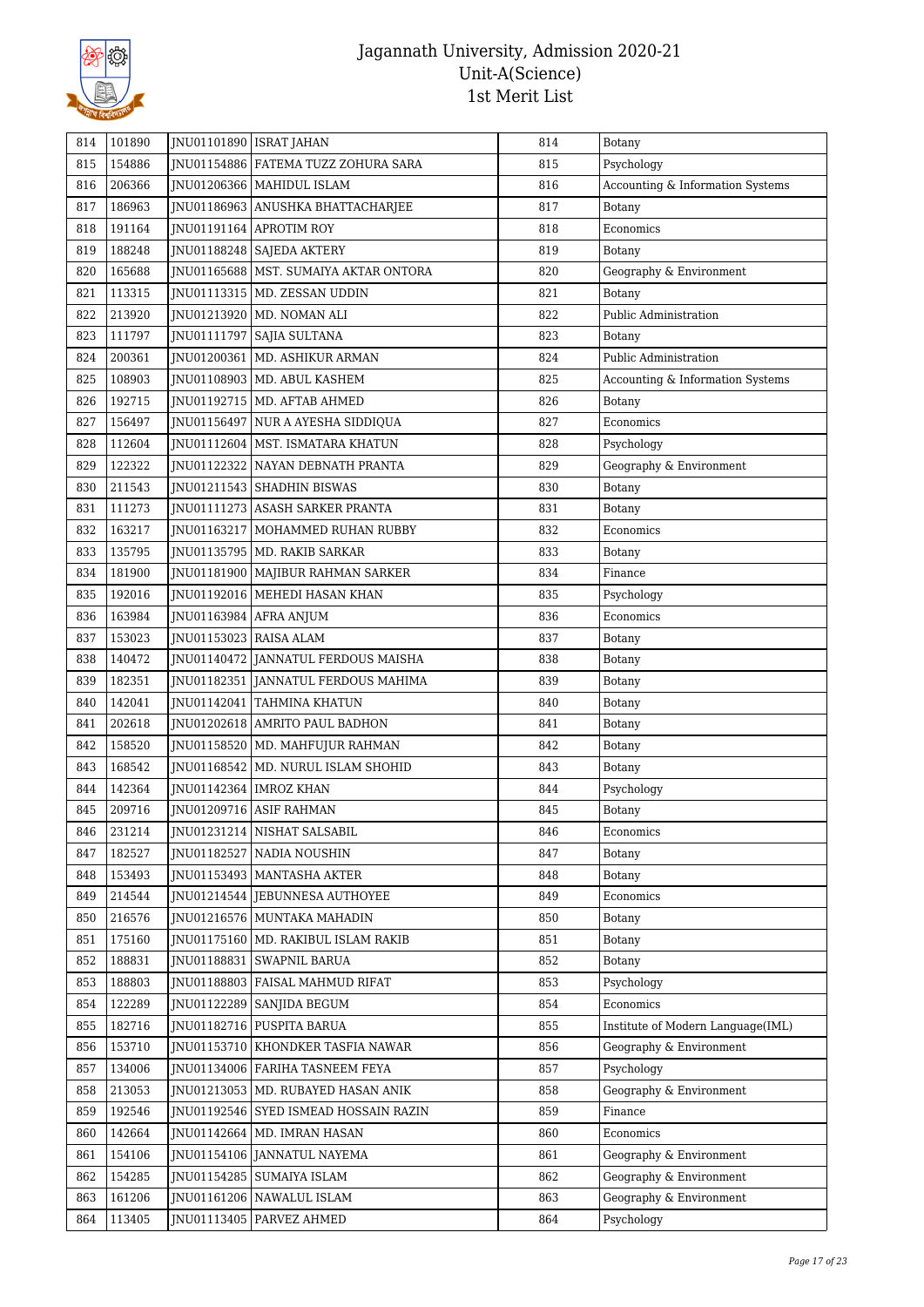# Jagannath University, Admission 2020-21
## Unit-A(Science)
## 1st Merit List

| | | | | | |
|---|---|---|---|---|---|
| 814 | 101890 | JNU01101890 | ISRAT JAHAN | 814 | Botany |
| 815 | 154886 | JNU01154886 | FATEMA TUZZ ZOHURA SARA | 815 | Psychology |
| 816 | 206366 | JNU01206366 | MAHIDUL ISLAM | 816 | Accounting & Information Systems |
| 817 | 186963 | JNU01186963 | ANUSHKA BHATTACHARJEE | 817 | Botany |
| 818 | 191164 | JNU01191164 | APROTIM ROY | 818 | Economics |
| 819 | 188248 | JNU01188248 | SAJEDA AKTERY | 819 | Botany |
| 820 | 165688 | JNU01165688 | MST. SUMAIYA AKTAR ONTORA | 820 | Geography & Environment |
| 821 | 113315 | JNU01113315 | MD. ZESSAN UDDIN | 821 | Botany |
| 822 | 213920 | JNU01213920 | MD. NOMAN ALI | 822 | Public Administration |
| 823 | 111797 | JNU01111797 | SAJIA SULTANA | 823 | Botany |
| 824 | 200361 | JNU01200361 | MD. ASHIKUR ARMAN | 824 | Public Administration |
| 825 | 108903 | JNU01108903 | MD. ABUL KASHEM | 825 | Accounting & Information Systems |
| 826 | 192715 | JNU01192715 | MD. AFTAB AHMED | 826 | Botany |
| 827 | 156497 | JNU01156497 | NUR A AYESHA SIDDIQUA | 827 | Economics |
| 828 | 112604 | JNU01112604 | MST. ISMATARA KHATUN | 828 | Psychology |
| 829 | 122322 | JNU01122322 | NAYAN DEBNATH PRANTA | 829 | Geography & Environment |
| 830 | 211543 | JNU01211543 | SHADHIN BISWAS | 830 | Botany |
| 831 | 111273 | JNU01111273 | ASASH SARKER PRANTA | 831 | Botany |
| 832 | 163217 | JNU01163217 | MOHAMMED RUHAN RUBBY | 832 | Economics |
| 833 | 135795 | JNU01135795 | MD. RAKIB SARKAR | 833 | Botany |
| 834 | 181900 | JNU01181900 | MAJIBUR RAHMAN SARKER | 834 | Finance |
| 835 | 192016 | JNU01192016 | MEHEDI HASAN KHAN | 835 | Psychology |
| 836 | 163984 | JNU01163984 | AFRA ANJUM | 836 | Economics |
| 837 | 153023 | JNU01153023 | RAISA ALAM | 837 | Botany |
| 838 | 140472 | JNU01140472 | JANNATUL FERDOUS MAISHA | 838 | Botany |
| 839 | 182351 | JNU01182351 | JANNATUL FERDOUS MAHIMA | 839 | Botany |
| 840 | 142041 | JNU01142041 | TAHMINA KHATUN | 840 | Botany |
| 841 | 202618 | JNU01202618 | AMRITO PAUL BADHON | 841 | Botany |
| 842 | 158520 | JNU01158520 | MD. MAHFUJUR RAHMAN | 842 | Botany |
| 843 | 168542 | JNU01168542 | MD. NURUL ISLAM SHOHID | 843 | Botany |
| 844 | 142364 | JNU01142364 | IMROZ KHAN | 844 | Psychology |
| 845 | 209716 | JNU01209716 | ASIF RAHMAN | 845 | Botany |
| 846 | 231214 | JNU01231214 | NISHAT SALSABIL | 846 | Economics |
| 847 | 182527 | JNU01182527 | NADIA NOUSHIN | 847 | Botany |
| 848 | 153493 | JNU01153493 | MANTASHA AKTER | 848 | Botany |
| 849 | 214544 | JNU01214544 | JEBUNNESA AUTHOYEE | 849 | Economics |
| 850 | 216576 | JNU01216576 | MUNTAKA MAHADIN | 850 | Botany |
| 851 | 175160 | JNU01175160 | MD. RAKIBUL ISLAM RAKIB | 851 | Botany |
| 852 | 188831 | JNU01188831 | SWAPNIL BARUA | 852 | Botany |
| 853 | 188803 | JNU01188803 | FAISAL MAHMUD RIFAT | 853 | Psychology |
| 854 | 122289 | JNU01122289 | SANJIDA BEGUM | 854 | Economics |
| 855 | 182716 | JNU01182716 | PUSPITA BARUA | 855 | Institute of Modern Language(IML) |
| 856 | 153710 | JNU01153710 | KHONDKER TASFIA NAWAR | 856 | Geography & Environment |
| 857 | 134006 | JNU01134006 | FARIHA TASNEEM FEYA | 857 | Psychology |
| 858 | 213053 | JNU01213053 | MD. RUBAYED HASAN ANIK | 858 | Geography & Environment |
| 859 | 192546 | JNU01192546 | SYED ISMEAD HOSSAIN RAZIN | 859 | Finance |
| 860 | 142664 | JNU01142664 | MD. IMRAN HASAN | 860 | Economics |
| 861 | 154106 | JNU01154106 | JANNATUL NAYEMA | 861 | Geography & Environment |
| 862 | 154285 | JNU01154285 | SUMAIYA ISLAM | 862 | Geography & Environment |
| 863 | 161206 | JNU01161206 | NAWALUL ISLAM | 863 | Geography & Environment |
| 864 | 113405 | JNU01113405 | PARVEZ AHMED | 864 | Psychology |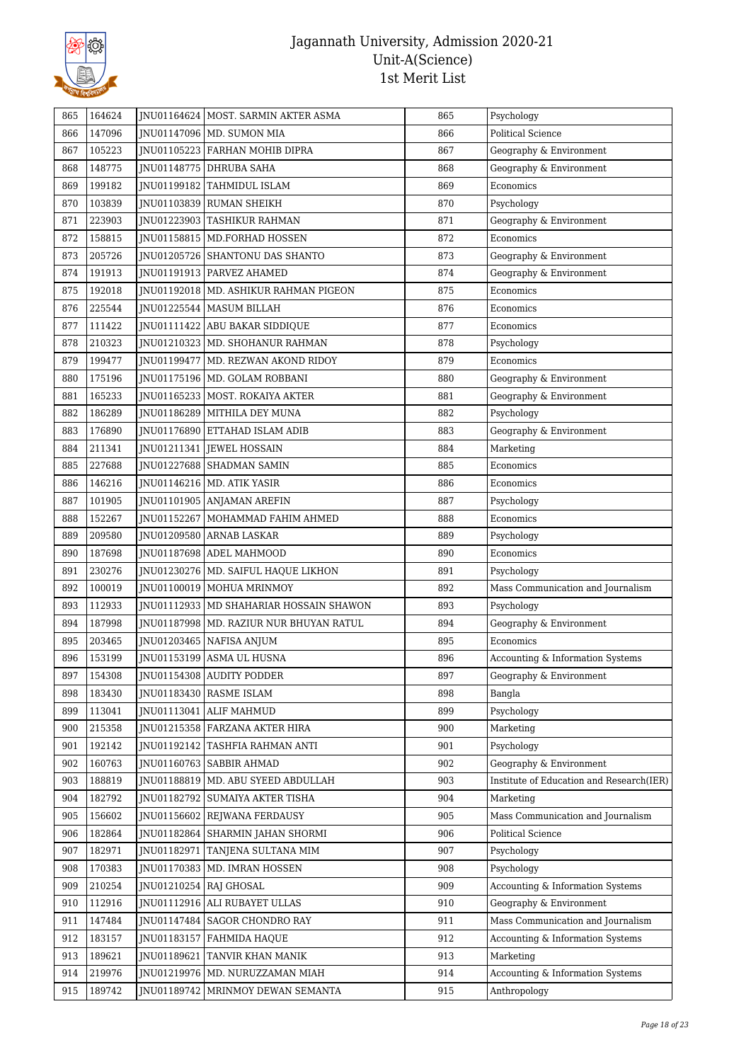# Jagannath University, Admission 2020-21
## Unit-A(Science)
## 1st Merit List

| 865 | 164624 | JNU01164624 | MOST. SARMIN AKTER ASMA | 865 | Psychology |
|---|---|---|---|---|---|
| 866 | 147096 | JNU01147096 | MD. SUMON MIA | 866 | Political Science |
| 867 | 105223 | JNU01105223 | FARHAN MOHIB DIPRA | 867 | Geography & Environment |
| 868 | 148775 | JNU01148775 | DHRUBA SAHA | 868 | Geography & Environment |
| 869 | 199182 | JNU01199182 | TAHMIDUL ISLAM | 869 | Economics |
| 870 | 103839 | JNU01103839 | RUMAN SHEIKH | 870 | Psychology |
| 871 | 223903 | JNU01223903 | TASHIKUR RAHMAN | 871 | Geography & Environment |
| 872 | 158815 | JNU01158815 | MD.FORHAD HOSSEN | 872 | Economics |
| 873 | 205726 | JNU01205726 | SHANTONU DAS SHANTO | 873 | Geography & Environment |
| 874 | 191913 | JNU01191913 | PARVEZ AHAMED | 874 | Geography & Environment |
| 875 | 192018 | JNU01192018 | MD. ASHIKUR RAHMAN PIGEON | 875 | Economics |
| 876 | 225544 | JNU01225544 | MASUM BILLAH | 876 | Economics |
| 877 | 111422 | JNU01111422 | ABU BAKAR SIDDIQUE | 877 | Economics |
| 878 | 210323 | JNU01210323 | MD. SHOHANUR RAHMAN | 878 | Psychology |
| 879 | 199477 | JNU01199477 | MD. REZWAN AKOND RIDOY | 879 | Economics |
| 880 | 175196 | JNU01175196 | MD. GOLAM ROBBANI | 880 | Geography & Environment |
| 881 | 165233 | JNU01165233 | MOST. ROKAIYA AKTER | 881 | Geography & Environment |
| 882 | 186289 | JNU01186289 | MITHILA DEY MUNA | 882 | Psychology |
| 883 | 176890 | JNU01176890 | ETTAHAD ISLAM ADIB | 883 | Geography & Environment |
| 884 | 211341 | JNU01211341 | JEWEL HOSSAIN | 884 | Marketing |
| 885 | 227688 | JNU01227688 | SHADMAN SAMIN | 885 | Economics |
| 886 | 146216 | JNU01146216 | MD. ATIK YASIR | 886 | Economics |
| 887 | 101905 | JNU01101905 | ANJAMAN AREFIN | 887 | Psychology |
| 888 | 152267 | JNU01152267 | MOHAMMAD FAHIM AHMED | 888 | Economics |
| 889 | 209580 | JNU01209580 | ARNAB LASKAR | 889 | Psychology |
| 890 | 187698 | JNU01187698 | ADEL MAHMOOD | 890 | Economics |
| 891 | 230276 | JNU01230276 | MD. SAIFUL HAQUE LIKHON | 891 | Psychology |
| 892 | 100019 | JNU01100019 | MOHUA MRINMOY | 892 | Mass Communication and Journalism |
| 893 | 112933 | JNU01112933 | MD SHAHARIAR HOSSAIN SHAWON | 893 | Psychology |
| 894 | 187998 | JNU01187998 | MD. RAZIUR NUR BHUYAN RATUL | 894 | Geography & Environment |
| 895 | 203465 | JNU01203465 | NAFISA ANJUM | 895 | Economics |
| 896 | 153199 | JNU01153199 | ASMA UL HUSNA | 896 | Accounting & Information Systems |
| 897 | 154308 | JNU01154308 | AUDITY PODDER | 897 | Geography & Environment |
| 898 | 183430 | JNU01183430 | RASME ISLAM | 898 | Bangla |
| 899 | 113041 | JNU01113041 | ALIF MAHMUD | 899 | Psychology |
| 900 | 215358 | JNU01215358 | FARZANA AKTER HIRA | 900 | Marketing |
| 901 | 192142 | JNU01192142 | TASHFIA RAHMAN ANTI | 901 | Psychology |
| 902 | 160763 | JNU01160763 | SABBIR AHMAD | 902 | Geography & Environment |
| 903 | 188819 | JNU01188819 | MD. ABU SYEED ABDULLAH | 903 | Institute of Education and Research(IER) |
| 904 | 182792 | JNU01182792 | SUMAIYA AKTER TISHA | 904 | Marketing |
| 905 | 156602 | JNU01156602 | REJWANA FERDAUSY | 905 | Mass Communication and Journalism |
| 906 | 182864 | JNU01182864 | SHARMIN JAHAN SHORMI | 906 | Political Science |
| 907 | 182971 | JNU01182971 | TANJENA SULTANA MIM | 907 | Psychology |
| 908 | 170383 | JNU01170383 | MD. IMRAN HOSSEN | 908 | Psychology |
| 909 | 210254 | JNU01210254 | RAJ GHOSAL | 909 | Accounting & Information Systems |
| 910 | 112916 | JNU01112916 | ALI RUBAYET ULLAS | 910 | Geography & Environment |
| 911 | 147484 | JNU01147484 | SAGOR CHONDRO RAY | 911 | Mass Communication and Journalism |
| 912 | 183157 | JNU01183157 | FAHMIDA HAQUE | 912 | Accounting & Information Systems |
| 913 | 189621 | JNU01189621 | TANVIR KHAN MANIK | 913 | Marketing |
| 914 | 219976 | JNU01219976 | MD. NURUZZAMAN MIAH | 914 | Accounting & Information Systems |
| 915 | 189742 | JNU01189742 | MRINMOY DEWAN SEMANTA | 915 | Anthropology |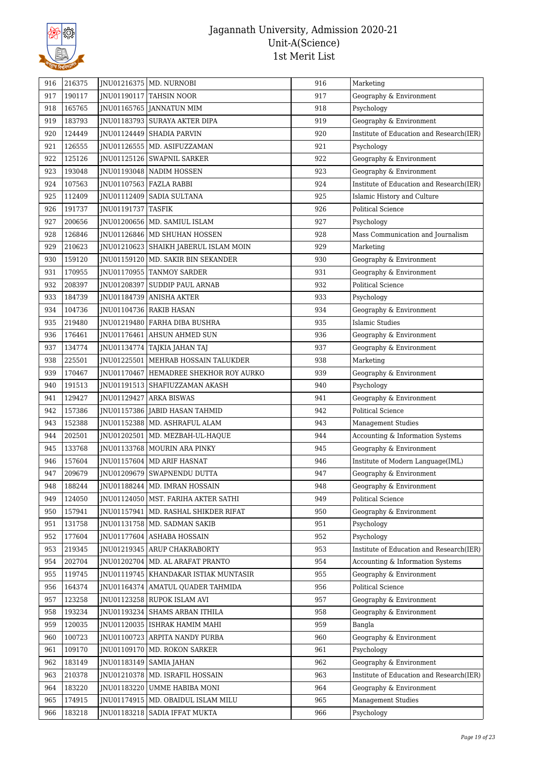| 916 | 216375 | JNU01216375 | MD. NURNOBI | 916 | Marketing |
|---|---|---|---|---|---|
| 917 | 190117 | JNU01190117 | TAHSIN NOOR | 917 | Geography & Environment |
| 918 | 165765 | JNU01165765 | JANNATUN MIM | 918 | Psychology |
| 919 | 183793 | JNU01183793 | SURAYA AKTER DIPA | 919 | Geography & Environment |
| 920 | 124449 | JNU01124449 | SHADIA PARVIN | 920 | Institute of Education and Research(IER) |
| 921 | 126555 | JNU01126555 | MD. ASIFUZZAMAN | 921 | Psychology |
| 922 | 125126 | JNU01125126 | SWAPNIL SARKER | 922 | Geography & Environment |
| 923 | 193048 | JNU01193048 | NADIM HOSSEN | 923 | Geography & Environment |
| 924 | 107563 | JNU01107563 | FAZLA RABBI | 924 | Institute of Education and Research(IER) |
| 925 | 112409 | JNU01112409 | SADIA SULTANA | 925 | Islamic History and Culture |
| 926 | 191737 | JNU01191737 | TASFIK | 926 | Political Science |
| 927 | 200656 | JNU01200656 | MD. SAMIUL ISLAM | 927 | Psychology |
| 928 | 126846 | JNU01126846 | MD SHUHAN HOSSEN | 928 | Mass Communication and Journalism |
| 929 | 210623 | JNU01210623 | SHAIKH JABERUL ISLAM MOIN | 929 | Marketing |
| 930 | 159120 | JNU01159120 | MD. SAKIR BIN SEKANDER | 930 | Geography & Environment |
| 931 | 170955 | JNU01170955 | TANMOY SARDER | 931 | Geography & Environment |
| 932 | 208397 | JNU01208397 | SUDDIP PAUL ARNAB | 932 | Political Science |
| 933 | 184739 | JNU01184739 | ANISHA AKTER | 933 | Psychology |
| 934 | 104736 | JNU01104736 | RAKIB HASAN | 934 | Geography & Environment |
| 935 | 219480 | JNU01219480 | FARHA DIBA BUSHRA | 935 | Islamic Studies |
| 936 | 176461 | JNU01176461 | AHSUN AHMED SUN | 936 | Geography & Environment |
| 937 | 134774 | JNU01134774 | TAJKIA JAHAN TAJ | 937 | Geography & Environment |
| 938 | 225501 | JNU01225501 | MEHRAB HOSSAIN TALUKDER | 938 | Marketing |
| 939 | 170467 | JNU01170467 | HEMADREE SHEKHOR ROY AURKO | 939 | Geography & Environment |
| 940 | 191513 | JNU01191513 | SHAFIUZZAMAN AKASH | 940 | Psychology |
| 941 | 129427 | JNU01129427 | ARKA BISWAS | 941 | Geography & Environment |
| 942 | 157386 | JNU01157386 | JABID HASAN TAHMID | 942 | Political Science |
| 943 | 152388 | JNU01152388 | MD. ASHRAFUL ALAM | 943 | Management Studies |
| 944 | 202501 | JNU01202501 | MD. MEZBAH-UL-HAQUE | 944 | Accounting & Information Systems |
| 945 | 133768 | JNU01133768 | MOURIN ARA PINKY | 945 | Geography & Environment |
| 946 | 157604 | JNU01157604 | MD ARIF HASNAT | 946 | Institute of Modern Language(IML) |
| 947 | 209679 | JNU01209679 | SWAPNENDU DUTTA | 947 | Geography & Environment |
| 948 | 188244 | JNU01188244 | MD. IMRAN HOSSAIN | 948 | Geography & Environment |
| 949 | 124050 | JNU01124050 | MST. FARIHA AKTER SATHI | 949 | Political Science |
| 950 | 157941 | JNU01157941 | MD. RASHAL SHIKDER RIFAT | 950 | Geography & Environment |
| 951 | 131758 | JNU01131758 | MD. SADMAN SAKIB | 951 | Psychology |
| 952 | 177604 | JNU01177604 | ASHABA HOSSAIN | 952 | Psychology |
| 953 | 219345 | JNU01219345 | ARUP CHAKRABORTY | 953 | Institute of Education and Research(IER) |
| 954 | 202704 | JNU01202704 | MD. AL ARAFAT PRANTO | 954 | Accounting & Information Systems |
| 955 | 119745 | JNU01119745 | KHANDAKAR ISTIAK MUNTASIR | 955 | Geography & Environment |
| 956 | 164374 | JNU01164374 | AMATUL QUADER TAHMIDA | 956 | Political Science |
| 957 | 123258 | JNU01123258 | RUPOK ISLAM AVI | 957 | Geography & Environment |
| 958 | 193234 | JNU01193234 | SHAMS ARBAN ITHILA | 958 | Geography & Environment |
| 959 | 120035 | JNU01120035 | ISHRAK HAMIM MAHI | 959 | Bangla |
| 960 | 100723 | JNU01100723 | ARPITA NANDY PURBA | 960 | Geography & Environment |
| 961 | 109170 | JNU01109170 | MD. ROKON SARKER | 961 | Psychology |
| 962 | 183149 | JNU01183149 | SAMIA JAHAN | 962 | Geography & Environment |
| 963 | 210378 | JNU01210378 | MD. ISRAFIL HOSSAIN | 963 | Institute of Education and Research(IER) |
| 964 | 183220 | JNU01183220 | UMME HABIBA MONI | 964 | Geography & Environment |
| 965 | 174915 | JNU01174915 | MD. OBAIDUL ISLAM MILU | 965 | Management Studies |
| 966 | 183218 | JNU01183218 | SADIA IFFAT MUKTA | 966 | Psychology |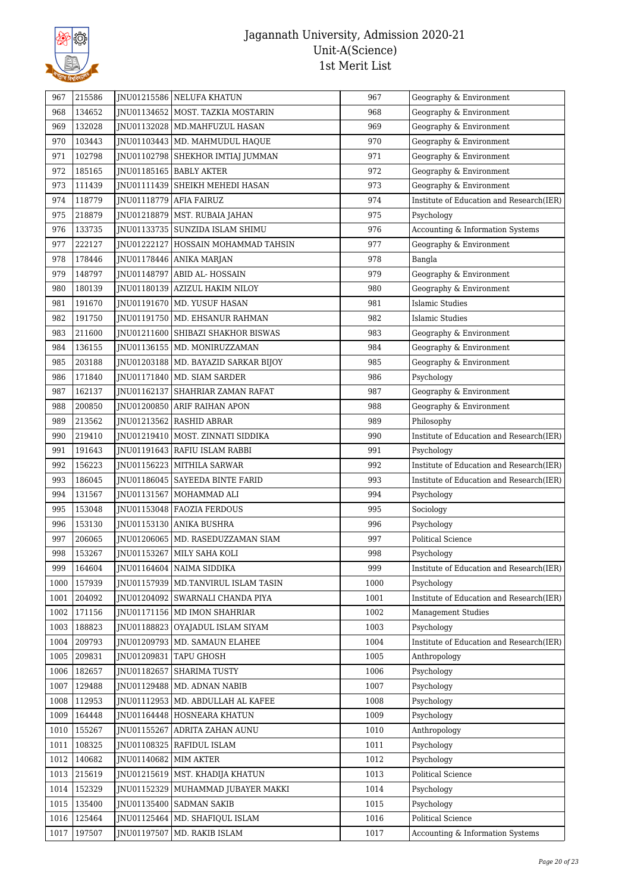| 967 | 215586 | JNU01215586 | NELUFA KHATUN | 967 | Geography & Environment |
|---|---|---|---|---|---|
| 968 | 134652 | JNU01134652 | MOST. TAZKIA MOSTARIN | 968 | Geography & Environment |
| 969 | 132028 | JNU01132028 | MD.MAHFUZUL HASAN | 969 | Geography & Environment |
| 970 | 103443 | JNU01103443 | MD. MAHMUDUL HAQUE | 970 | Geography & Environment |
| 971 | 102798 | JNU01102798 | SHEKHOR IMTIAJ JUMMAN | 971 | Geography & Environment |
| 972 | 185165 | JNU01185165 | BABLY AKTER | 972 | Geography & Environment |
| 973 | 111439 | JNU01111439 | SHEIKH MEHEDI HASAN | 973 | Geography & Environment |
| 974 | 118779 | JNU01118779 | AFIA FAIRUZ | 974 | Institute of Education and Research(IER) |
| 975 | 218879 | JNU01218879 | MST. RUBAIA JAHAN | 975 | Psychology |
| 976 | 133735 | JNU01133735 | SUNZIDA ISLAM SHIMU | 976 | Accounting & Information Systems |
| 977 | 222127 | JNU01222127 | HOSSAIN MOHAMMAD TAHSIN | 977 | Geography & Environment |
| 978 | 178446 | JNU01178446 | ANIKA MARJAN | 978 | Bangla |
| 979 | 148797 | JNU01148797 | ABID AL- HOSSAIN | 979 | Geography & Environment |
| 980 | 180139 | JNU01180139 | AZIZUL HAKIM NILOY | 980 | Geography & Environment |
| 981 | 191670 | JNU01191670 | MD. YUSUF HASAN | 981 | Islamic Studies |
| 982 | 191750 | JNU01191750 | MD. EHSANUR RAHMAN | 982 | Islamic Studies |
| 983 | 211600 | JNU01211600 | SHIBAZI SHAKHOR BISWAS | 983 | Geography & Environment |
| 984 | 136155 | JNU01136155 | MD. MONIRUZZAMAN | 984 | Geography & Environment |
| 985 | 203188 | JNU01203188 | MD. BAYAZID SARKAR BIJOY | 985 | Geography & Environment |
| 986 | 171840 | JNU01171840 | MD. SIAM SARDER | 986 | Psychology |
| 987 | 162137 | JNU01162137 | SHAHRIAR ZAMAN RAFAT | 987 | Geography & Environment |
| 988 | 200850 | JNU01200850 | ARIF RAIHAN APON | 988 | Geography & Environment |
| 989 | 213562 | JNU01213562 | RASHID ABRAR | 989 | Philosophy |
| 990 | 219410 | JNU01219410 | MOST. ZINNATI SIDDIKA | 990 | Institute of Education and Research(IER) |
| 991 | 191643 | JNU01191643 | RAFIU ISLAM RABBI | 991 | Psychology |
| 992 | 156223 | JNU01156223 | MITHILA SARWAR | 992 | Institute of Education and Research(IER) |
| 993 | 186045 | JNU01186045 | SAYEEDA BINTE FARID | 993 | Institute of Education and Research(IER) |
| 994 | 131567 | JNU01131567 | MOHAMMAD ALI | 994 | Psychology |
| 995 | 153048 | JNU01153048 | FAOZIA FERDOUS | 995 | Sociology |
| 996 | 153130 | JNU01153130 | ANIKA BUSHRA | 996 | Psychology |
| 997 | 206065 | JNU01206065 | MD. RASEDUZZAMAN SIAM | 997 | Political Science |
| 998 | 153267 | JNU01153267 | MILY SAHA KOLI | 998 | Psychology |
| 999 | 164604 | JNU01164604 | NAIMA SIDDIKA | 999 | Institute of Education and Research(IER) |
| 1000 | 157939 | JNU01157939 | MD.TANVIRUL ISLAM TASIN | 1000 | Psychology |
| 1001 | 204092 | JNU01204092 | SWARNALI CHANDA PIYA | 1001 | Institute of Education and Research(IER) |
| 1002 | 171156 | JNU01171156 | MD IMON SHAHRIAR | 1002 | Management Studies |
| 1003 | 188823 | JNU01188823 | OYAJADUL ISLAM SIYAM | 1003 | Psychology |
| 1004 | 209793 | JNU01209793 | MD. SAMAUN ELAHEE | 1004 | Institute of Education and Research(IER) |
| 1005 | 209831 | JNU01209831 | TAPU GHOSH | 1005 | Anthropology |
| 1006 | 182657 | JNU01182657 | SHARIMA TUSTY | 1006 | Psychology |
| 1007 | 129488 | JNU01129488 | MD. ADNAN NABIB | 1007 | Psychology |
| 1008 | 112953 | JNU01112953 | MD. ABDULLAH AL KAFEE | 1008 | Psychology |
| 1009 | 164448 | JNU01164448 | HOSNEARA KHATUN | 1009 | Psychology |
| 1010 | 155267 | JNU01155267 | ADRITA ZAHAN AUNU | 1010 | Anthropology |
| 1011 | 108325 | JNU01108325 | RAFIDUL ISLAM | 1011 | Psychology |
| 1012 | 140682 | JNU01140682 | MIM AKTER | 1012 | Psychology |
| 1013 | 215619 | JNU01215619 | MST. KHADIJA KHATUN | 1013 | Political Science |
| 1014 | 152329 | JNU01152329 | MUHAMMAD JUBAYER MAKKI | 1014 | Psychology |
| 1015 | 135400 | JNU01135400 | SADMAN SAKIB | 1015 | Psychology |
| 1016 | 125464 | JNU01125464 | MD. SHAFIQUL ISLAM | 1016 | Political Science |
| 1017 | 197507 | JNU01197507 | MD. RAKIB ISLAM | 1017 | Accounting & Information Systems |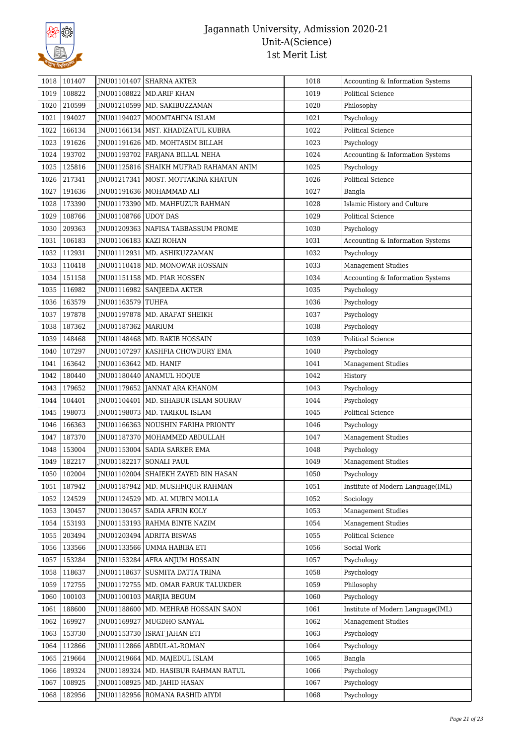| 1018 | 101407 | JNU01101407 | SHARNA AKTER | 1018 | Accounting & Information Systems |
|---|---|---|---|---|---|
| 1019 | 108822 | JNU01108822 | MD.ARIF KHAN | 1019 | Political Science |
| 1020 | 210599 | JNU01210599 | MD. SAKIBUZZAMAN | 1020 | Philosophy |
| 1021 | 194027 | JNU01194027 | MOOMTAHINA ISLAM | 1021 | Psychology |
| 1022 | 166134 | JNU01166134 | MST. KHADIZATUL KUBRA | 1022 | Political Science |
| 1023 | 191626 | JNU01191626 | MD. MOHTASIM BILLAH | 1023 | Psychology |
| 1024 | 193702 | JNU01193702 | FARJANA BILLAL NEHA | 1024 | Accounting & Information Systems |
| 1025 | 125816 | JNU01125816 | SHAIKH MUFRAD RAHAMAN ANIM | 1025 | Psychology |
| 1026 | 217341 | JNU01217341 | MOST. MOTTAKINA KHATUN | 1026 | Political Science |
| 1027 | 191636 | JNU01191636 | MOHAMMAD ALI | 1027 | Bangla |
| 1028 | 173390 | JNU01173390 | MD. MAHFUZUR RAHMAN | 1028 | Islamic History and Culture |
| 1029 | 108766 | JNU01108766 | UDOY DAS | 1029 | Political Science |
| 1030 | 209363 | JNU01209363 | NAFISA TABBASSUM PROME | 1030 | Psychology |
| 1031 | 106183 | JNU01106183 | KAZI ROHAN | 1031 | Accounting & Information Systems |
| 1032 | 112931 | JNU01112931 | MD. ASHIKUZZAMAN | 1032 | Psychology |
| 1033 | 110418 | JNU01110418 | MD. MONOWAR HOSSAIN | 1033 | Management Studies |
| 1034 | 151158 | JNU01151158 | MD. PIAR HOSSEN | 1034 | Accounting & Information Systems |
| 1035 | 116982 | JNU01116982 | SANJEEDA AKTER | 1035 | Psychology |
| 1036 | 163579 | JNU01163579 | TUHFA | 1036 | Psychology |
| 1037 | 197878 | JNU01197878 | MD. ARAFAT SHEIKH | 1037 | Psychology |
| 1038 | 187362 | JNU01187362 | MARIUM | 1038 | Psychology |
| 1039 | 148468 | JNU01148468 | MD. RAKIB HOSSAIN | 1039 | Political Science |
| 1040 | 107297 | JNU01107297 | KASHFIA CHOWDHURY EMA | 1040 | Psychology |
| 1041 | 163642 | JNU01163642 | MD. HANIF | 1041 | Management Studies |
| 1042 | 180440 | JNU01180440 | ANAMUL HOQUE | 1042 | History |
| 1043 | 179652 | JNU01179652 | JANNAT ARA KHANOM | 1043 | Psychology |
| 1044 | 104401 | JNU01104401 | MD. SIHABUR ISLAM SOURAV | 1044 | Psychology |
| 1045 | 198073 | JNU01198073 | MD. TARIKUL ISLAM | 1045 | Political Science |
| 1046 | 166363 | JNU01166363 | NOUSHIN FARIHA PRIONTY | 1046 | Psychology |
| 1047 | 187370 | JNU01187370 | MOHAMMED ABDULLAH | 1047 | Management Studies |
| 1048 | 153004 | JNU01153004 | SADIA SARKER EMA | 1048 | Psychology |
| 1049 | 182217 | JNU01182217 | SONALI PAUL | 1049 | Management Studies |
| 1050 | 102004 | JNU01102004 | SHAIEKH ZAYED BIN HASAN | 1050 | Psychology |
| 1051 | 187942 | JNU01187942 | MD. MUSHFIQUR RAHMAN | 1051 | Institute of Modern Language(IML) |
| 1052 | 124529 | JNU01124529 | MD. AL MUBIN MOLLA | 1052 | Sociology |
| 1053 | 130457 | JNU01130457 | SADIA AFRIN KOLY | 1053 | Management Studies |
| 1054 | 153193 | JNU01153193 | RAHMA BINTE NAZIM | 1054 | Management Studies |
| 1055 | 203494 | JNU01203494 | ADRITA BISWAS | 1055 | Political Science |
| 1056 | 133566 | JNU01133566 | UMMA HABIBA ETI | 1056 | Social Work |
| 1057 | 153284 | JNU01153284 | AFRA ANJUM HOSSAIN | 1057 | Psychology |
| 1058 | 118637 | JNU01118637 | SUSMITA DATTA TRINA | 1058 | Psychology |
| 1059 | 172755 | JNU01172755 | MD. OMAR FARUK TALUKDER | 1059 | Philosophy |
| 1060 | 100103 | JNU01100103 | MARJIA BEGUM | 1060 | Psychology |
| 1061 | 188600 | JNU01188600 | MD. MEHRAB HOSSAIN SAON | 1061 | Institute of Modern Language(IML) |
| 1062 | 169927 | JNU01169927 | MUGDHO SANYAL | 1062 | Management Studies |
| 1063 | 153730 | JNU01153730 | ISRAT JAHAN ETI | 1063 | Psychology |
| 1064 | 112866 | JNU01112866 | ABDUL-AL-ROMAN | 1064 | Psychology |
| 1065 | 219664 | JNU01219664 | MD. MAJEDUL ISLAM | 1065 | Bangla |
| 1066 | 189324 | JNU01189324 | MD. HASIBUR RAHMAN RATUL | 1066 | Psychology |
| 1067 | 108925 | JNU01108925 | MD. JAHID HASAN | 1067 | Psychology |
| 1068 | 182956 | JNU01182956 | ROMANA RASHID AIYDI | 1068 | Psychology |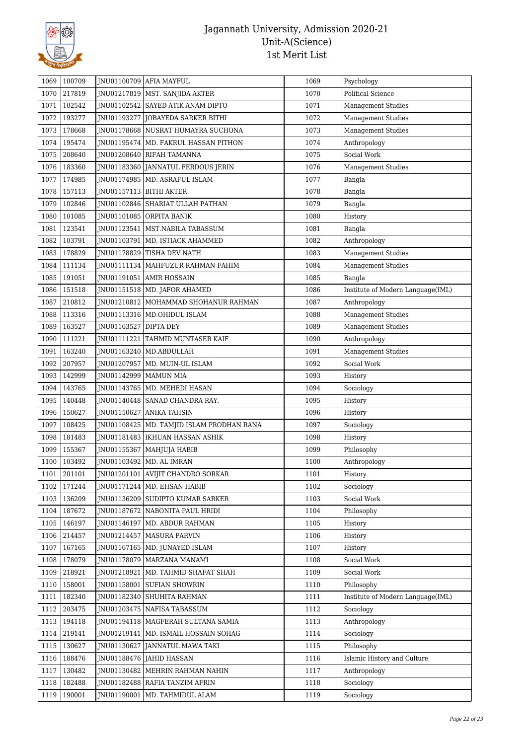# Jagannath University, Admission 2020-21
## Unit-A(Science)
## 1st Merit List

| | | | | | |
|---|---|---|---|---|---|
| 1069 | 100709 | JNU01100709 | AFIA MAYFUL | 1069 | Psychology |
| 1070 | 217819 | JNU01217819 | MST. SANJIDA AKTER | 1070 | Political Science |
| 1071 | 102542 | JNU01102542 | SAYED ATIK ANAM DIPTO | 1071 | Management Studies |
| 1072 | 193277 | JNU01193277 | JOBAYEDA SARKER BITHI | 1072 | Management Studies |
| 1073 | 178668 | JNU01178668 | NUSRAT HUMAYRA SUCHONA | 1073 | Management Studies |
| 1074 | 195474 | JNU01195474 | MD. FAKRUL HASSAN PITHON | 1074 | Anthropology |
| 1075 | 208640 | JNU01208640 | RIFAH TAMANNA | 1075 | Social Work |
| 1076 | 183360 | JNU01183360 | JANNATUL FERDOUS JERIN | 1076 | Management Studies |
| 1077 | 174985 | JNU01174985 | MD. ASRAFUL ISLAM | 1077 | Bangla |
| 1078 | 157113 | JNU01157113 | BITHI AKTER | 1078 | Bangla |
| 1079 | 102846 | JNU01102846 | SHARIAT ULLAH PATHAN | 1079 | Bangla |
| 1080 | 101085 | JNU01101085 | ORPITA BANIK | 1080 | History |
| 1081 | 123541 | JNU01123541 | MST.NABILA TABASSUM | 1081 | Bangla |
| 1082 | 103791 | JNU01103791 | MD. ISTIACK AHAMMED | 1082 | Anthropology |
| 1083 | 178829 | JNU01178829 | TISHA DEV NATH | 1083 | Management Studies |
| 1084 | 111134 | JNU01111134 | MAHFUZUR RAHMAN FAHIM | 1084 | Management Studies |
| 1085 | 191051 | JNU01191051 | AMIR HOSSAIN | 1085 | Bangla |
| 1086 | 151518 | JNU01151518 | MD. JAFOR AHAMED | 1086 | Institute of Modern Language(IML) |
| 1087 | 210812 | JNU01210812 | MOHAMMAD SHOHANUR RAHMAN | 1087 | Anthropology |
| 1088 | 113316 | JNU01113316 | MD.OHIDUL ISLAM | 1088 | Management Studies |
| 1089 | 163527 | JNU01163527 | DIPTA DEY | 1089 | Management Studies |
| 1090 | 111221 | JNU01111221 | TAHMID MUNTASER KAIF | 1090 | Anthropology |
| 1091 | 163240 | JNU01163240 | MD.ABDULLAH | 1091 | Management Studies |
| 1092 | 207957 | JNU01207957 | MD. MUIN-UL ISLAM | 1092 | Social Work |
| 1093 | 142999 | JNU01142999 | MAMUN MIA | 1093 | History |
| 1094 | 143765 | JNU01143765 | MD. MEHEDI HASAN | 1094 | Sociology |
| 1095 | 140448 | JNU01140448 | SANAD CHANDRA RAY. | 1095 | History |
| 1096 | 150627 | JNU01150627 | ANIKA TAHSIN | 1096 | History |
| 1097 | 108425 | JNU01108425 | MD. TAMJID ISLAM PRODHAN RANA | 1097 | Sociology |
| 1098 | 181483 | JNU01181483 | IKHUAN HASSAN ASHIK | 1098 | History |
| 1099 | 155367 | JNU01155367 | MAHJUJA HABIB | 1099 | Philosophy |
| 1100 | 103492 | JNU01103492 | MD. AL IMRAN | 1100 | Anthropology |
| 1101 | 201101 | JNU01201101 | AVIJIT CHANDRO SORKAR | 1101 | History |
| 1102 | 171244 | JNU01171244 | MD. EHSAN HABIB | 1102 | Sociology |
| 1103 | 136209 | JNU01136209 | SUDIPTO KUMAR SARKER | 1103 | Social Work |
| 1104 | 187672 | JNU01187672 | NABONITA PAUL HRIDI | 1104 | Philosophy |
| 1105 | 146197 | JNU01146197 | MD. ABDUR RAHMAN | 1105 | History |
| 1106 | 214457 | JNU01214457 | MASURA PARVIN | 1106 | History |
| 1107 | 167165 | JNU01167165 | MD. JUNAYED ISLAM | 1107 | History |
| 1108 | 178079 | JNU01178079 | MARZANA MANAMI | 1108 | Social Work |
| 1109 | 218921 | JNU01218921 | MD. TAHMID SHAFAT SHAH | 1109 | Social Work |
| 1110 | 158001 | JNU01158001 | SUFIAN SHOWRIN | 1110 | Philosophy |
| 1111 | 182340 | JNU01182340 | SHUHITA RAHMAN | 1111 | Institute of Modern Language(IML) |
| 1112 | 203475 | JNU01203475 | NAFISA TABASSUM | 1112 | Sociology |
| 1113 | 194118 | JNU01194118 | MAGFERAH SULTANA SAMIA | 1113 | Anthropology |
| 1114 | 219141 | JNU01219141 | MD. ISMAIL HOSSAIN SOHAG | 1114 | Sociology |
| 1115 | 130627 | JNU01130627 | JANNATUL MAWA TAKI | 1115 | Philosophy |
| 1116 | 188476 | JNU01188476 | JAHID HASSAN | 1116 | Islamic History and Culture |
| 1117 | 130482 | JNU01130482 | MEHRIN RAHMAN NAHIN | 1117 | Anthropology |
| 1118 | 182488 | JNU01182488 | RAFIA TANZIM AFRIN | 1118 | Sociology |
| 1119 | 190001 | JNU01190001 | MD. TAHMIDUL ALAM | 1119 | Sociology |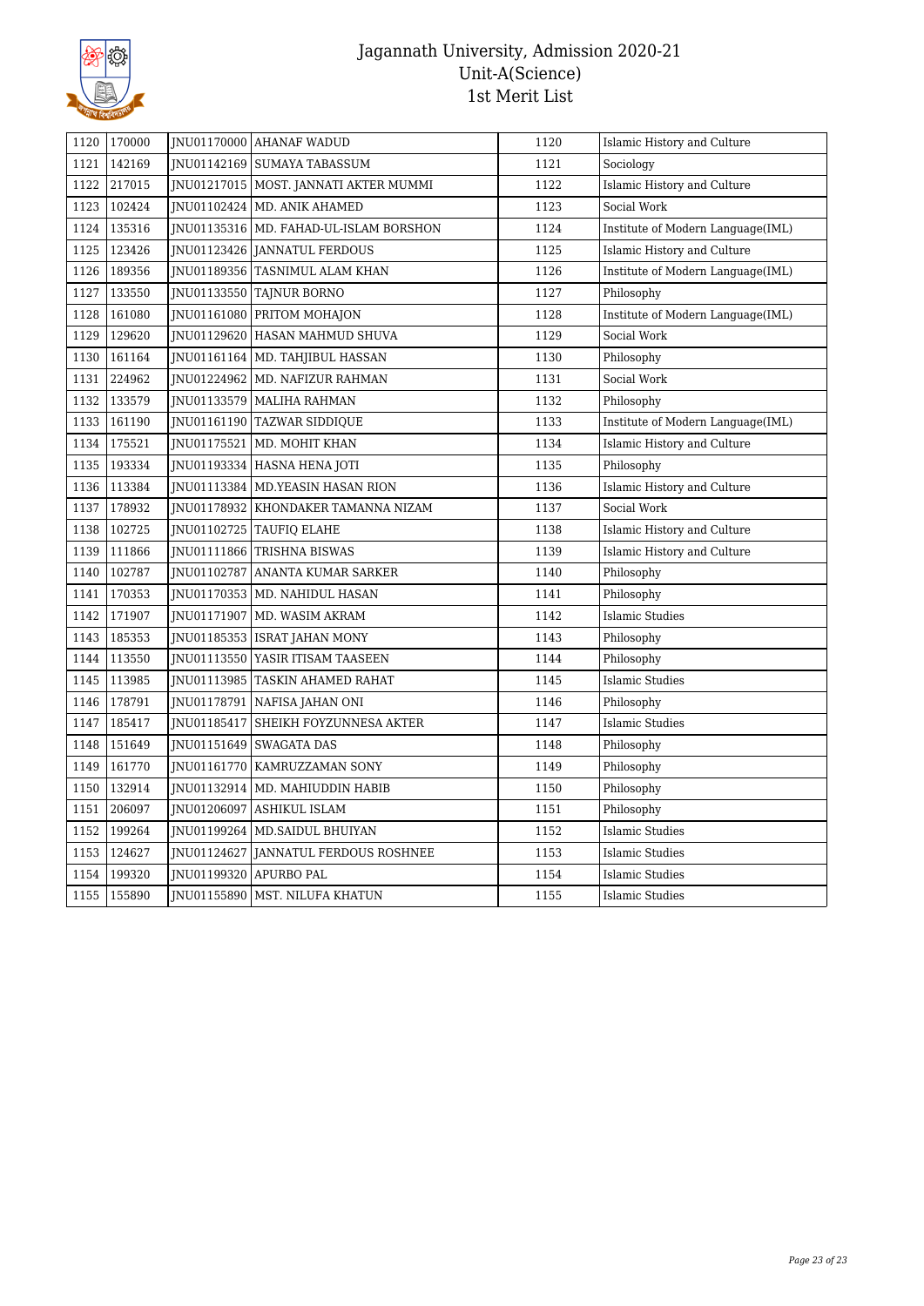# Jagannath University, Admission 2020-21
## Unit-A(Science)
## 1st Merit List

| | | | | | |
|---|---|---|---|---|---|
| 1120 | 170000 | JNU01170000 | AHANAF WADUD | 1120 | Islamic History and Culture |
| 1121 | 142169 | JNU01142169 | SUMAYA TABASSUM | 1121 | Sociology |
| 1122 | 217015 | JNU01217015 | MOST. JANNATI AKTER MUMMI | 1122 | Islamic History and Culture |
| 1123 | 102424 | JNU01102424 | MD. ANIK AHAMED | 1123 | Social Work |
| 1124 | 135316 | JNU01135316 | MD. FAHAD-UL-ISLAM BORSHON | 1124 | Institute of Modern Language(IML) |
| 1125 | 123426 | JNU01123426 | JANNATUL FERDOUS | 1125 | Islamic History and Culture |
| 1126 | 189356 | JNU01189356 | TASNIMUL ALAM KHAN | 1126 | Institute of Modern Language(IML) |
| 1127 | 133550 | JNU01133550 | TAJNUR BORNO | 1127 | Philosophy |
| 1128 | 161080 | JNU01161080 | PRITOM MOHAJON | 1128 | Institute of Modern Language(IML) |
| 1129 | 129620 | JNU01129620 | HASAN MAHMUD SHUVA | 1129 | Social Work |
| 1130 | 161164 | JNU01161164 | MD. TAHJIBUL HASSAN | 1130 | Philosophy |
| 1131 | 224962 | JNU01224962 | MD. NAFIZUR RAHMAN | 1131 | Social Work |
| 1132 | 133579 | JNU01133579 | MALIHA RAHMAN | 1132 | Philosophy |
| 1133 | 161190 | JNU01161190 | TAZWAR SIDDIQUE | 1133 | Institute of Modern Language(IML) |
| 1134 | 175521 | JNU01175521 | MD. MOHIT KHAN | 1134 | Islamic History and Culture |
| 1135 | 193334 | JNU01193334 | HASNA HENA JOTI | 1135 | Philosophy |
| 1136 | 113384 | JNU01113384 | MD.YEASIN HASAN RION | 1136 | Islamic History and Culture |
| 1137 | 178932 | JNU01178932 | KHONDAKER TAMANNA NIZAM | 1137 | Social Work |
| 1138 | 102725 | JNU01102725 | TAUFIQ ELAHE | 1138 | Islamic History and Culture |
| 1139 | 111866 | JNU01111866 | TRISHNA BISWAS | 1139 | Islamic History and Culture |
| 1140 | 102787 | JNU01102787 | ANANTA KUMAR SARKER | 1140 | Philosophy |
| 1141 | 170353 | JNU01170353 | MD. NAHIDUL HASAN | 1141 | Philosophy |
| 1142 | 171907 | JNU01171907 | MD. WASIM AKRAM | 1142 | Islamic Studies |
| 1143 | 185353 | JNU01185353 | ISRAT JAHAN MONY | 1143 | Philosophy |
| 1144 | 113550 | JNU01113550 | YASIR ITISAM TAASEEN | 1144 | Philosophy |
| 1145 | 113985 | JNU01113985 | TASKIN AHAMED RAHAT | 1145 | Islamic Studies |
| 1146 | 178791 | JNU01178791 | NAFISA JAHAN ONI | 1146 | Philosophy |
| 1147 | 185417 | JNU01185417 | SHEIKH FOYZUNNESA AKTER | 1147 | Islamic Studies |
| 1148 | 151649 | JNU01151649 | SWAGATA DAS | 1148 | Philosophy |
| 1149 | 161770 | JNU01161770 | KAMRUZZAMAN SONY | 1149 | Philosophy |
| 1150 | 132914 | JNU01132914 | MD. MAHIUDDIN HABIB | 1150 | Philosophy |
| 1151 | 206097 | JNU01206097 | ASHIKUL ISLAM | 1151 | Philosophy |
| 1152 | 199264 | JNU01199264 | MD.SAIDUL BHUIYAN | 1152 | Islamic Studies |
| 1153 | 124627 | JNU01124627 | JANNATUL FERDOUS ROSHNEE | 1153 | Islamic Studies |
| 1154 | 199320 | JNU01199320 | APURBO PAL | 1154 | Islamic Studies |
| 1155 | 155890 | JNU01155890 | MST. NILUFA KHATUN | 1155 | Islamic Studies |